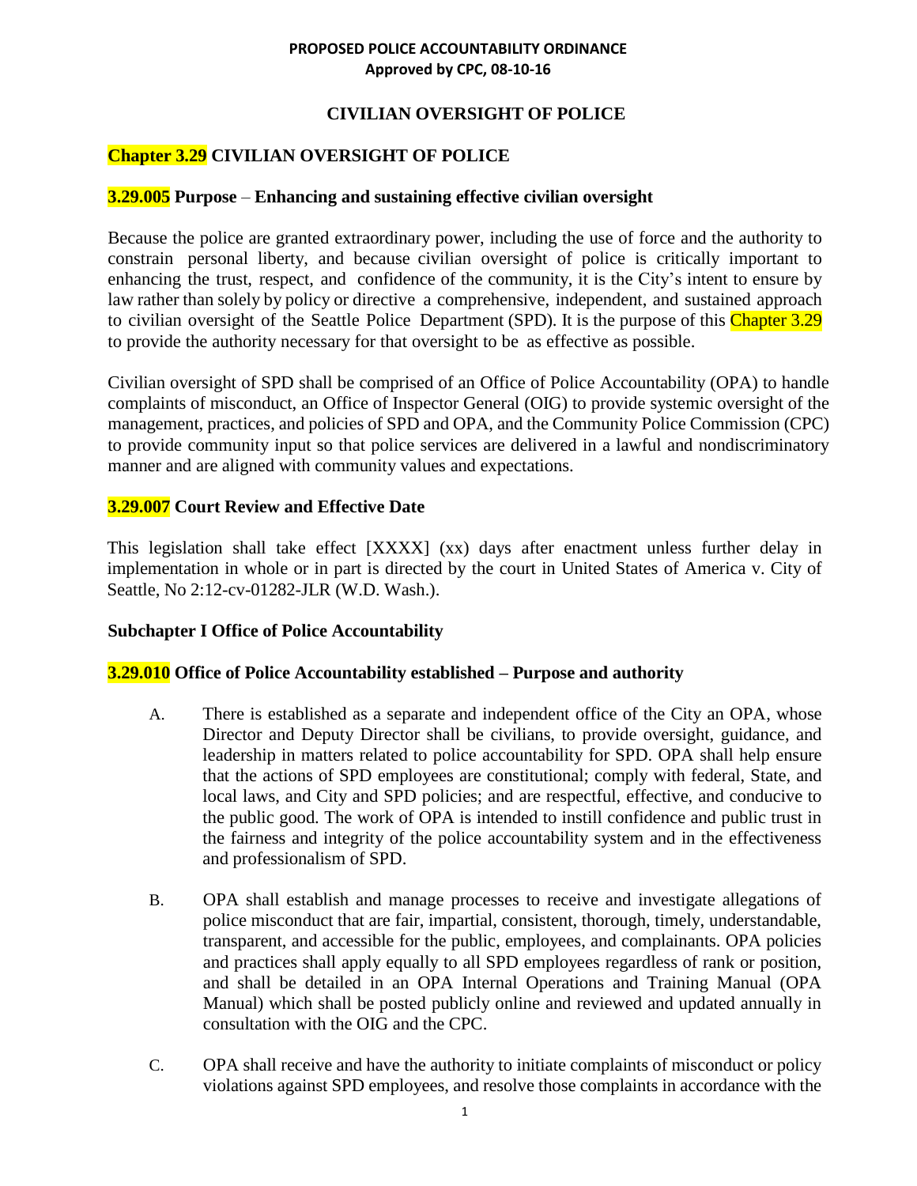**PROPOSED POLICE ACCOUNTABILITY ORDINANCE**
**Approved by CPC, 08-10-16**

# CIVILIAN OVERSIGHT OF POLICE

## Chapter 3.29 CIVILIAN OVERSIGHT OF POLICE

### 3.29.005 Purpose – Enhancing and sustaining effective civilian oversight

Because the police are granted extraordinary power, including the use of force and the authority to constrain personal liberty, and because civilian oversight of police is critically important to enhancing the trust, respect, and confidence of the community, it is the City's intent to ensure by law rather than solely by policy or directive a comprehensive, independent, and sustained approach to civilian oversight of the Seattle Police Department (SPD). It is the purpose of this Chapter 3.29 to provide the authority necessary for that oversight to be as effective as possible.

Civilian oversight of SPD shall be comprised of an Office of Police Accountability (OPA) to handle complaints of misconduct, an Office of Inspector General (OIG) to provide systemic oversight of the management, practices, and policies of SPD and OPA, and the Community Police Commission (CPC) to provide community input so that police services are delivered in a lawful and nondiscriminatory manner and are aligned with community values and expectations.

### 3.29.007 Court Review and Effective Date

This legislation shall take effect [XXXX] (xx) days after enactment unless further delay in implementation in whole or in part is directed by the court in United States of America v. City of Seattle, No 2:12-cv-01282-JLR (W.D. Wash.).

### Subchapter I Office of Police Accountability

### 3.29.010 Office of Police Accountability established – Purpose and authority

A. There is established as a separate and independent office of the City an OPA, whose Director and Deputy Director shall be civilians, to provide oversight, guidance, and leadership in matters related to police accountability for SPD. OPA shall help ensure that the actions of SPD employees are constitutional; comply with federal, State, and local laws, and City and SPD policies; and are respectful, effective, and conducive to the public good. The work of OPA is intended to instill confidence and public trust in the fairness and integrity of the police accountability system and in the effectiveness and professionalism of SPD.

B. OPA shall establish and manage processes to receive and investigate allegations of police misconduct that are fair, impartial, consistent, thorough, timely, understandable, transparent, and accessible for the public, employees, and complainants. OPA policies and practices shall apply equally to all SPD employees regardless of rank or position, and shall be detailed in an OPA Internal Operations and Training Manual (OPA Manual) which shall be posted publicly online and reviewed and updated annually in consultation with the OIG and the CPC.

C. OPA shall receive and have the authority to initiate complaints of misconduct or policy violations against SPD employees, and resolve those complaints in accordance with the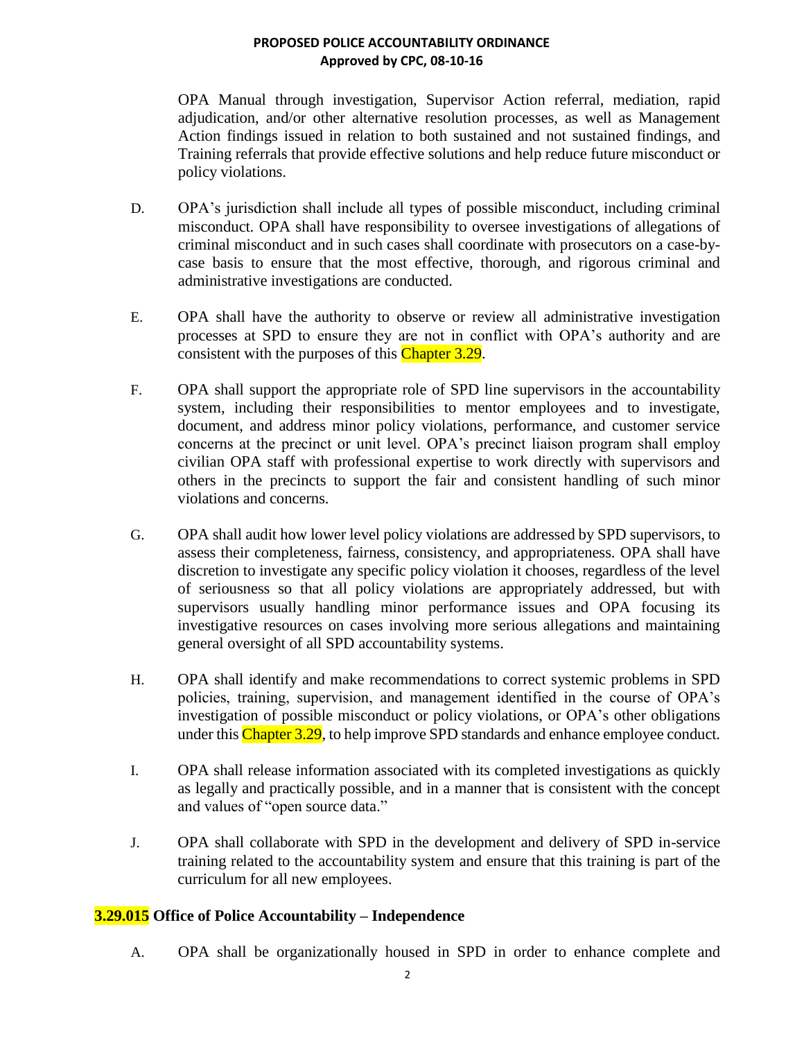OPA Manual through investigation, Supervisor Action referral, mediation, rapid adjudication, and/or other alternative resolution processes, as well as Management Action findings issued in relation to both sustained and not sustained findings, and Training referrals that provide effective solutions and help reduce future misconduct or policy violations.

D. OPA's jurisdiction shall include all types of possible misconduct, including criminal misconduct. OPA shall have responsibility to oversee investigations of allegations of criminal misconduct and in such cases shall coordinate with prosecutors on a case-by-case basis to ensure that the most effective, thorough, and rigorous criminal and administrative investigations are conducted.

E. OPA shall have the authority to observe or review all administrative investigation processes at SPD to ensure they are not in conflict with OPA's authority and are consistent with the purposes of this Chapter 3.29.

F. OPA shall support the appropriate role of SPD line supervisors in the accountability system, including their responsibilities to mentor employees and to investigate, document, and address minor policy violations, performance, and customer service concerns at the precinct or unit level. OPA's precinct liaison program shall employ civilian OPA staff with professional expertise to work directly with supervisors and others in the precincts to support the fair and consistent handling of such minor violations and concerns.

G. OPA shall audit how lower level policy violations are addressed by SPD supervisors, to assess their completeness, fairness, consistency, and appropriateness. OPA shall have discretion to investigate any specific policy violation it chooses, regardless of the level of seriousness so that all policy violations are appropriately addressed, but with supervisors usually handling minor performance issues and OPA focusing its investigative resources on cases involving more serious allegations and maintaining general oversight of all SPD accountability systems.

H. OPA shall identify and make recommendations to correct systemic problems in SPD policies, training, supervision, and management identified in the course of OPA's investigation of possible misconduct or policy violations, or OPA's other obligations under this Chapter 3.29, to help improve SPD standards and enhance employee conduct.

I. OPA shall release information associated with its completed investigations as quickly as legally and practically possible, and in a manner that is consistent with the concept and values of "open source data."

J. OPA shall collaborate with SPD in the development and delivery of SPD in-service training related to the accountability system and ensure that this training is part of the curriculum for all new employees.

### 3.29.015 Office of Police Accountability – Independence

A. OPA shall be organizationally housed in SPD in order to enhance complete and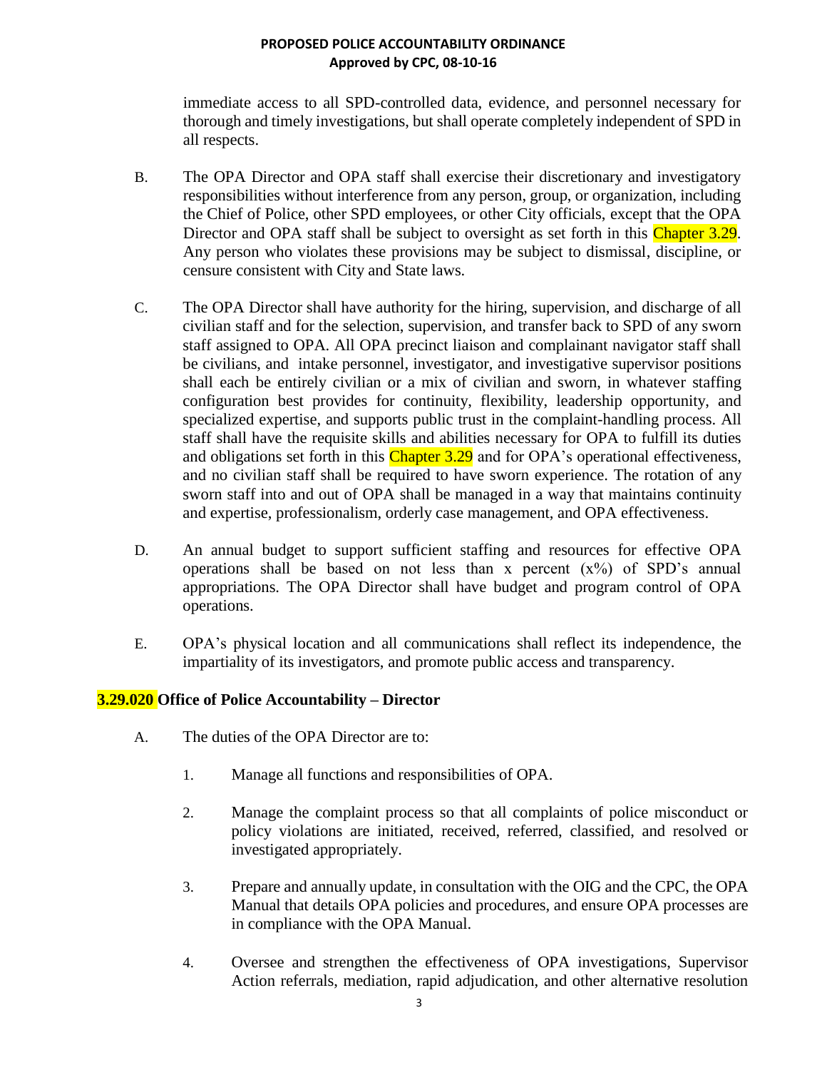immediate access to all SPD-controlled data, evidence, and personnel necessary for thorough and timely investigations, but shall operate completely independent of SPD in all respects.

B. The OPA Director and OPA staff shall exercise their discretionary and investigatory responsibilities without interference from any person, group, or organization, including the Chief of Police, other SPD employees, or other City officials, except that the OPA Director and OPA staff shall be subject to oversight as set forth in this Chapter 3.29. Any person who violates these provisions may be subject to dismissal, discipline, or censure consistent with City and State laws.

C. The OPA Director shall have authority for the hiring, supervision, and discharge of all civilian staff and for the selection, supervision, and transfer back to SPD of any sworn staff assigned to OPA. All OPA precinct liaison and complainant navigator staff shall be civilians, and intake personnel, investigator, and investigative supervisor positions shall each be entirely civilian or a mix of civilian and sworn, in whatever staffing configuration best provides for continuity, flexibility, leadership opportunity, and specialized expertise, and supports public trust in the complaint-handling process. All staff shall have the requisite skills and abilities necessary for OPA to fulfill its duties and obligations set forth in this Chapter 3.29 and for OPA's operational effectiveness, and no civilian staff shall be required to have sworn experience. The rotation of any sworn staff into and out of OPA shall be managed in a way that maintains continuity and expertise, professionalism, orderly case management, and OPA effectiveness.

D. An annual budget to support sufficient staffing and resources for effective OPA operations shall be based on not less than x percent (x%) of SPD's annual appropriations. The OPA Director shall have budget and program control of OPA operations.

E. OPA's physical location and all communications shall reflect its independence, the impartiality of its investigators, and promote public access and transparency.

### 3.29.020 Office of Police Accountability – Director

A. The duties of the OPA Director are to:

1. Manage all functions and responsibilities of OPA.

2. Manage the complaint process so that all complaints of police misconduct or policy violations are initiated, received, referred, classified, and resolved or investigated appropriately.

3. Prepare and annually update, in consultation with the OIG and the CPC, the OPA Manual that details OPA policies and procedures, and ensure OPA processes are in compliance with the OPA Manual.

4. Oversee and strengthen the effectiveness of OPA investigations, Supervisor Action referrals, mediation, rapid adjudication, and other alternative resolution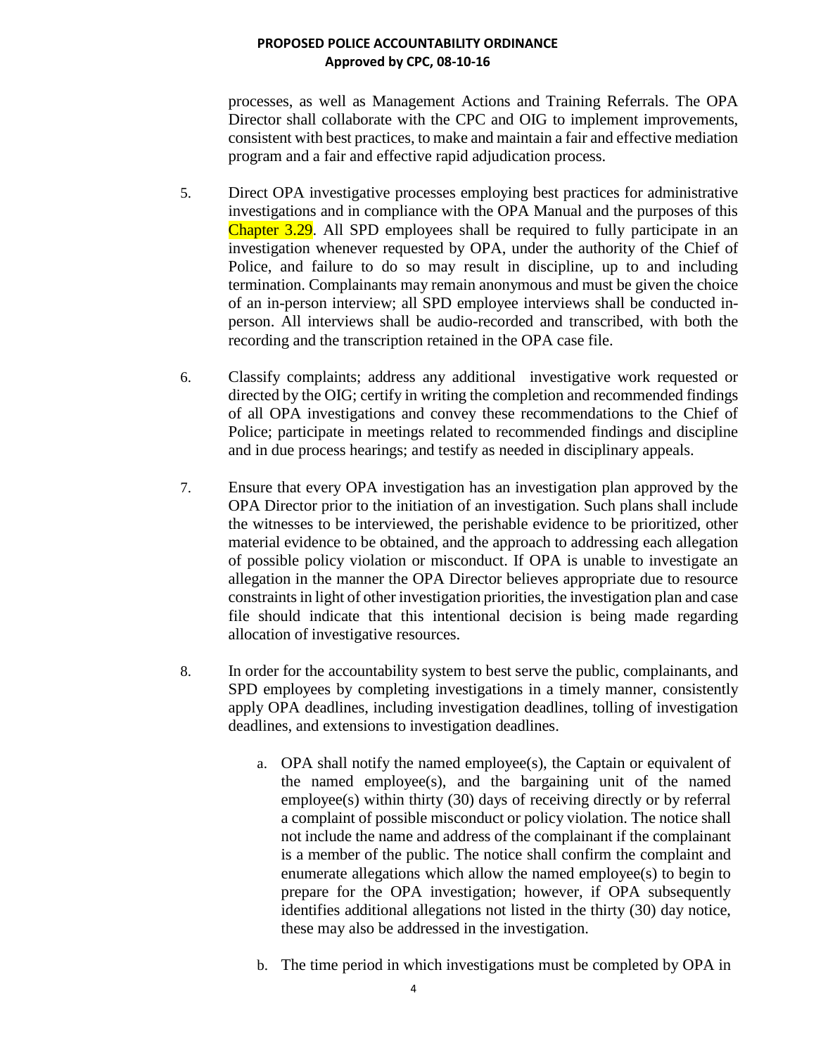processes, as well as Management Actions and Training Referrals. The OPA Director shall collaborate with the CPC and OIG to implement improvements, consistent with best practices, to make and maintain a fair and effective mediation program and a fair and effective rapid adjudication process.

5. Direct OPA investigative processes employing best practices for administrative investigations and in compliance with the OPA Manual and the purposes of this Chapter 3.29. All SPD employees shall be required to fully participate in an investigation whenever requested by OPA, under the authority of the Chief of Police, and failure to do so may result in discipline, up to and including termination. Complainants may remain anonymous and must be given the choice of an in-person interview; all SPD employee interviews shall be conducted in-person. All interviews shall be audio-recorded and transcribed, with both the recording and the transcription retained in the OPA case file.

6. Classify complaints; address any additional investigative work requested or directed by the OIG; certify in writing the completion and recommended findings of all OPA investigations and convey these recommendations to the Chief of Police; participate in meetings related to recommended findings and discipline and in due process hearings; and testify as needed in disciplinary appeals.

7. Ensure that every OPA investigation has an investigation plan approved by the OPA Director prior to the initiation of an investigation. Such plans shall include the witnesses to be interviewed, the perishable evidence to be prioritized, other material evidence to be obtained, and the approach to addressing each allegation of possible policy violation or misconduct. If OPA is unable to investigate an allegation in the manner the OPA Director believes appropriate due to resource constraints in light of other investigation priorities, the investigation plan and case file should indicate that this intentional decision is being made regarding allocation of investigative resources.

8. In order for the accountability system to best serve the public, complainants, and SPD employees by completing investigations in a timely manner, consistently apply OPA deadlines, including investigation deadlines, tolling of investigation deadlines, and extensions to investigation deadlines.

   a. OPA shall notify the named employee(s), the Captain or equivalent of the named employee(s), and the bargaining unit of the named employee(s) within thirty (30) days of receiving directly or by referral a complaint of possible misconduct or policy violation. The notice shall not include the name and address of the complainant if the complainant is a member of the public. The notice shall confirm the complaint and enumerate allegations which allow the named employee(s) to begin to prepare for the OPA investigation; however, if OPA subsequently identifies additional allegations not listed in the thirty (30) day notice, these may also be addressed in the investigation.

   b. The time period in which investigations must be completed by OPA in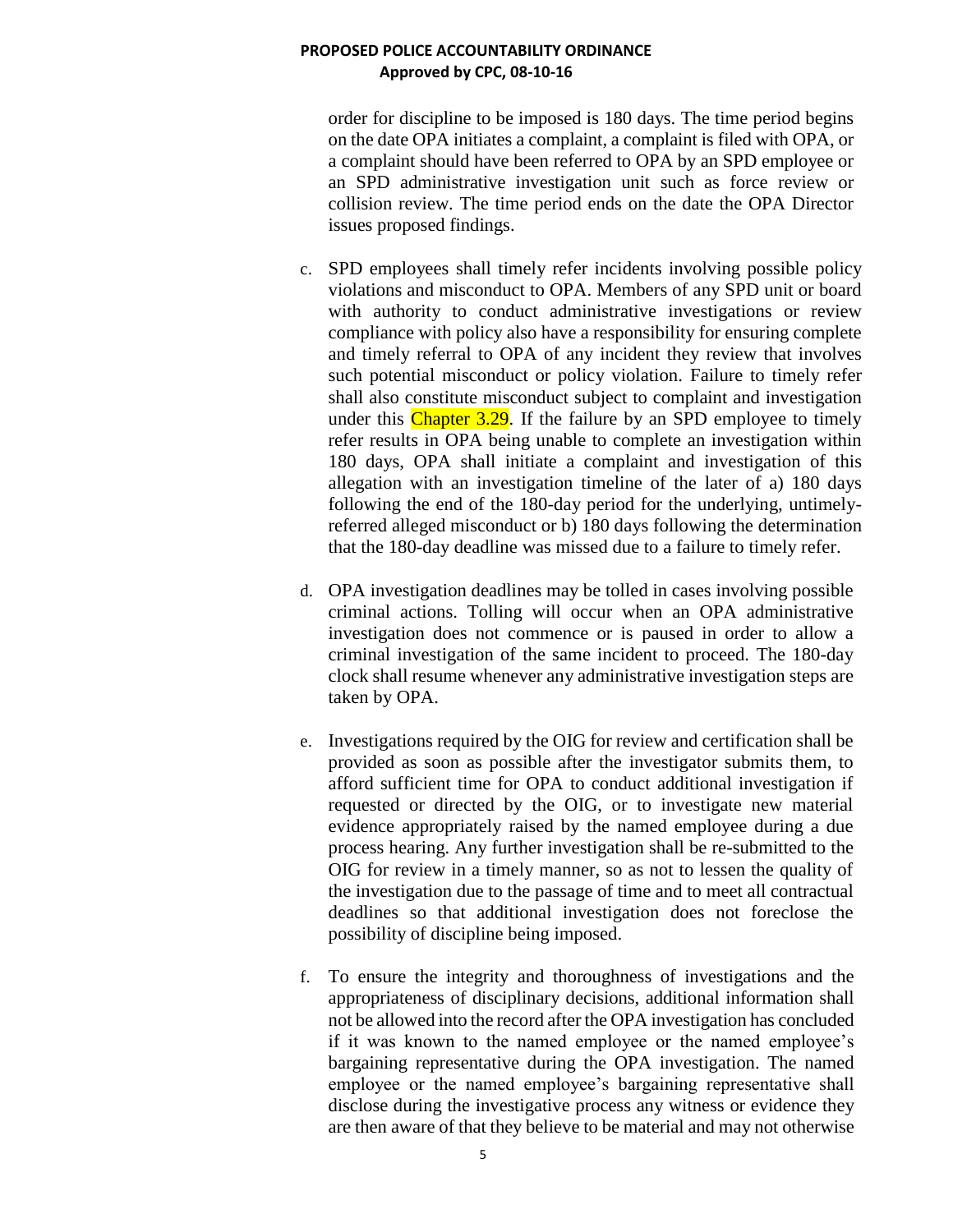order for discipline to be imposed is 180 days. The time period begins on the date OPA initiates a complaint, a complaint is filed with OPA, or a complaint should have been referred to OPA by an SPD employee or an SPD administrative investigation unit such as force review or collision review. The time period ends on the date the OPA Director issues proposed findings.

c. SPD employees shall timely refer incidents involving possible policy violations and misconduct to OPA. Members of any SPD unit or board with authority to conduct administrative investigations or review compliance with policy also have a responsibility for ensuring complete and timely referral to OPA of any incident they review that involves such potential misconduct or policy violation. Failure to timely refer shall also constitute misconduct subject to complaint and investigation under this Chapter 3.29. If the failure by an SPD employee to timely refer results in OPA being unable to complete an investigation within 180 days, OPA shall initiate a complaint and investigation of this allegation with an investigation timeline of the later of a) 180 days following the end of the 180-day period for the underlying, untimely-referred alleged misconduct or b) 180 days following the determination that the 180-day deadline was missed due to a failure to timely refer.

d. OPA investigation deadlines may be tolled in cases involving possible criminal actions. Tolling will occur when an OPA administrative investigation does not commence or is paused in order to allow a criminal investigation of the same incident to proceed. The 180-day clock shall resume whenever any administrative investigation steps are taken by OPA.

e. Investigations required by the OIG for review and certification shall be provided as soon as possible after the investigator submits them, to afford sufficient time for OPA to conduct additional investigation if requested or directed by the OIG, or to investigate new material evidence appropriately raised by the named employee during a due process hearing. Any further investigation shall be re-submitted to the OIG for review in a timely manner, so as not to lessen the quality of the investigation due to the passage of time and to meet all contractual deadlines so that additional investigation does not foreclose the possibility of discipline being imposed.

f. To ensure the integrity and thoroughness of investigations and the appropriateness of disciplinary decisions, additional information shall not be allowed into the record after the OPA investigation has concluded if it was known to the named employee or the named employee's bargaining representative during the OPA investigation. The named employee or the named employee's bargaining representative shall disclose during the investigative process any witness or evidence they are then aware of that they believe to be material and may not otherwise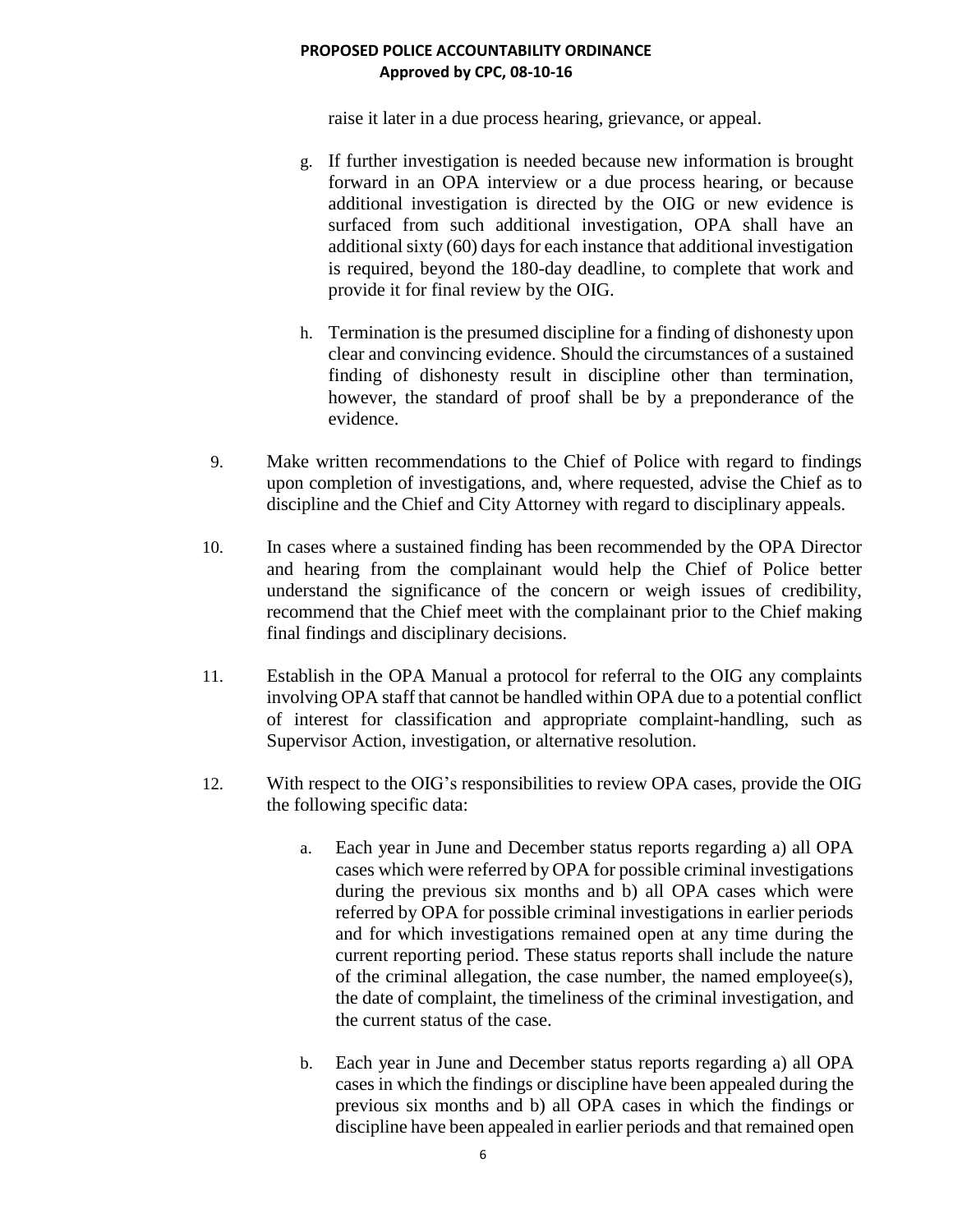raise it later in a due process hearing, grievance, or appeal.

g. If further investigation is needed because new information is brought forward in an OPA interview or a due process hearing, or because additional investigation is directed by the OIG or new evidence is surfaced from such additional investigation, OPA shall have an additional sixty (60) days for each instance that additional investigation is required, beyond the 180-day deadline, to complete that work and provide it for final review by the OIG.

h. Termination is the presumed discipline for a finding of dishonesty upon clear and convincing evidence. Should the circumstances of a sustained finding of dishonesty result in discipline other than termination, however, the standard of proof shall be by a preponderance of the evidence.

9. Make written recommendations to the Chief of Police with regard to findings upon completion of investigations, and, where requested, advise the Chief as to discipline and the Chief and City Attorney with regard to disciplinary appeals.

10. In cases where a sustained finding has been recommended by the OPA Director and hearing from the complainant would help the Chief of Police better understand the significance of the concern or weigh issues of credibility, recommend that the Chief meet with the complainant prior to the Chief making final findings and disciplinary decisions.

11. Establish in the OPA Manual a protocol for referral to the OIG any complaints involving OPA staff that cannot be handled within OPA due to a potential conflict of interest for classification and appropriate complaint-handling, such as Supervisor Action, investigation, or alternative resolution.

12. With respect to the OIG's responsibilities to review OPA cases, provide the OIG the following specific data:

   a. Each year in June and December status reports regarding a) all OPA cases which were referred by OPA for possible criminal investigations during the previous six months and b) all OPA cases which were referred by OPA for possible criminal investigations in earlier periods and for which investigations remained open at any time during the current reporting period. These status reports shall include the nature of the criminal allegation, the case number, the named employee(s), the date of complaint, the timeliness of the criminal investigation, and the current status of the case.

   b. Each year in June and December status reports regarding a) all OPA cases in which the findings or discipline have been appealed during the previous six months and b) all OPA cases in which the findings or discipline have been appealed in earlier periods and that remained open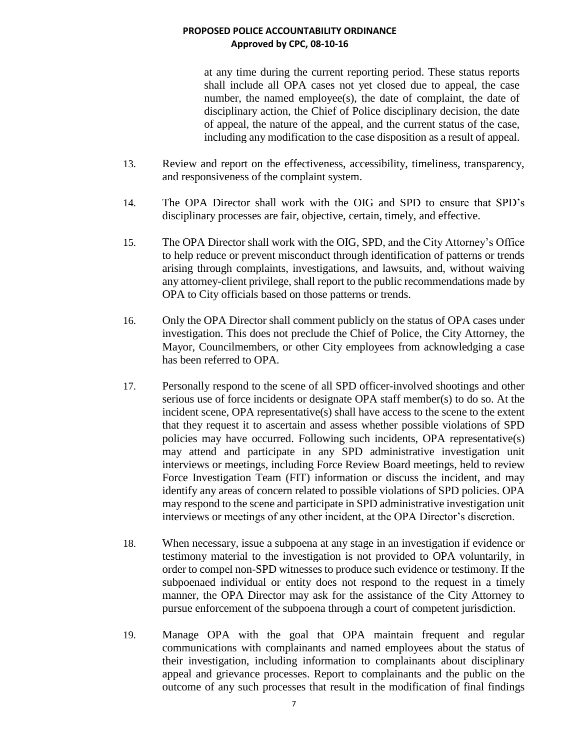at any time during the current reporting period. These status reports shall include all OPA cases not yet closed due to appeal, the case number, the named employee(s), the date of complaint, the date of disciplinary action, the Chief of Police disciplinary decision, the date of appeal, the nature of the appeal, and the current status of the case, including any modification to the case disposition as a result of appeal.

13. Review and report on the effectiveness, accessibility, timeliness, transparency, and responsiveness of the complaint system.

14. The OPA Director shall work with the OIG and SPD to ensure that SPD's disciplinary processes are fair, objective, certain, timely, and effective.

15. The OPA Director shall work with the OIG, SPD, and the City Attorney's Office to help reduce or prevent misconduct through identification of patterns or trends arising through complaints, investigations, and lawsuits, and, without waiving any attorney-client privilege, shall report to the public recommendations made by OPA to City officials based on those patterns or trends.

16. Only the OPA Director shall comment publicly on the status of OPA cases under investigation. This does not preclude the Chief of Police, the City Attorney, the Mayor, Councilmembers, or other City employees from acknowledging a case has been referred to OPA.

17. Personally respond to the scene of all SPD officer-involved shootings and other serious use of force incidents or designate OPA staff member(s) to do so. At the incident scene, OPA representative(s) shall have access to the scene to the extent that they request it to ascertain and assess whether possible violations of SPD policies may have occurred. Following such incidents, OPA representative(s) may attend and participate in any SPD administrative investigation unit interviews or meetings, including Force Review Board meetings, held to review Force Investigation Team (FIT) information or discuss the incident, and may identify any areas of concern related to possible violations of SPD policies. OPA may respond to the scene and participate in SPD administrative investigation unit interviews or meetings of any other incident, at the OPA Director's discretion.

18. When necessary, issue a subpoena at any stage in an investigation if evidence or testimony material to the investigation is not provided to OPA voluntarily, in order to compel non-SPD witnesses to produce such evidence or testimony. If the subpoenaed individual or entity does not respond to the request in a timely manner, the OPA Director may ask for the assistance of the City Attorney to pursue enforcement of the subpoena through a court of competent jurisdiction.

19. Manage OPA with the goal that OPA maintain frequent and regular communications with complainants and named employees about the status of their investigation, including information to complainants about disciplinary appeal and grievance processes. Report to complainants and the public on the outcome of any such processes that result in the modification of final findings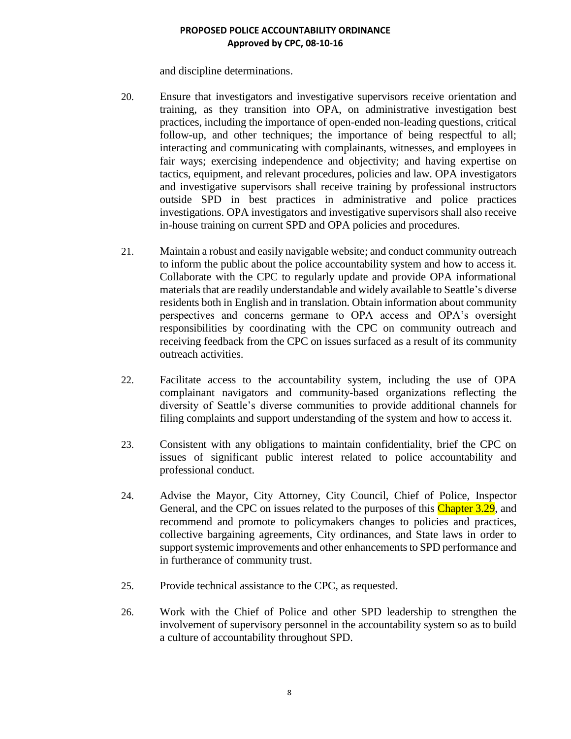and discipline determinations.

20. Ensure that investigators and investigative supervisors receive orientation and training, as they transition into OPA, on administrative investigation best practices, including the importance of open-ended non-leading questions, critical follow-up, and other techniques; the importance of being respectful to all; interacting and communicating with complainants, witnesses, and employees in fair ways; exercising independence and objectivity; and having expertise on tactics, equipment, and relevant procedures, policies and law. OPA investigators and investigative supervisors shall receive training by professional instructors outside SPD in best practices in administrative and police practices investigations. OPA investigators and investigative supervisors shall also receive in-house training on current SPD and OPA policies and procedures.

21. Maintain a robust and easily navigable website; and conduct community outreach to inform the public about the police accountability system and how to access it. Collaborate with the CPC to regularly update and provide OPA informational materials that are readily understandable and widely available to Seattle's diverse residents both in English and in translation. Obtain information about community perspectives and concerns germane to OPA access and OPA's oversight responsibilities by coordinating with the CPC on community outreach and receiving feedback from the CPC on issues surfaced as a result of its community outreach activities.

22. Facilitate access to the accountability system, including the use of OPA complainant navigators and community-based organizations reflecting the diversity of Seattle's diverse communities to provide additional channels for filing complaints and support understanding of the system and how to access it.

23. Consistent with any obligations to maintain confidentiality, brief the CPC on issues of significant public interest related to police accountability and professional conduct.

24. Advise the Mayor, City Attorney, City Council, Chief of Police, Inspector General, and the CPC on issues related to the purposes of this Chapter 3.29, and recommend and promote to policymakers changes to policies and practices, collective bargaining agreements, City ordinances, and State laws in order to support systemic improvements and other enhancements to SPD performance and in furtherance of community trust.

25. Provide technical assistance to the CPC, as requested.

26. Work with the Chief of Police and other SPD leadership to strengthen the involvement of supervisory personnel in the accountability system so as to build a culture of accountability throughout SPD.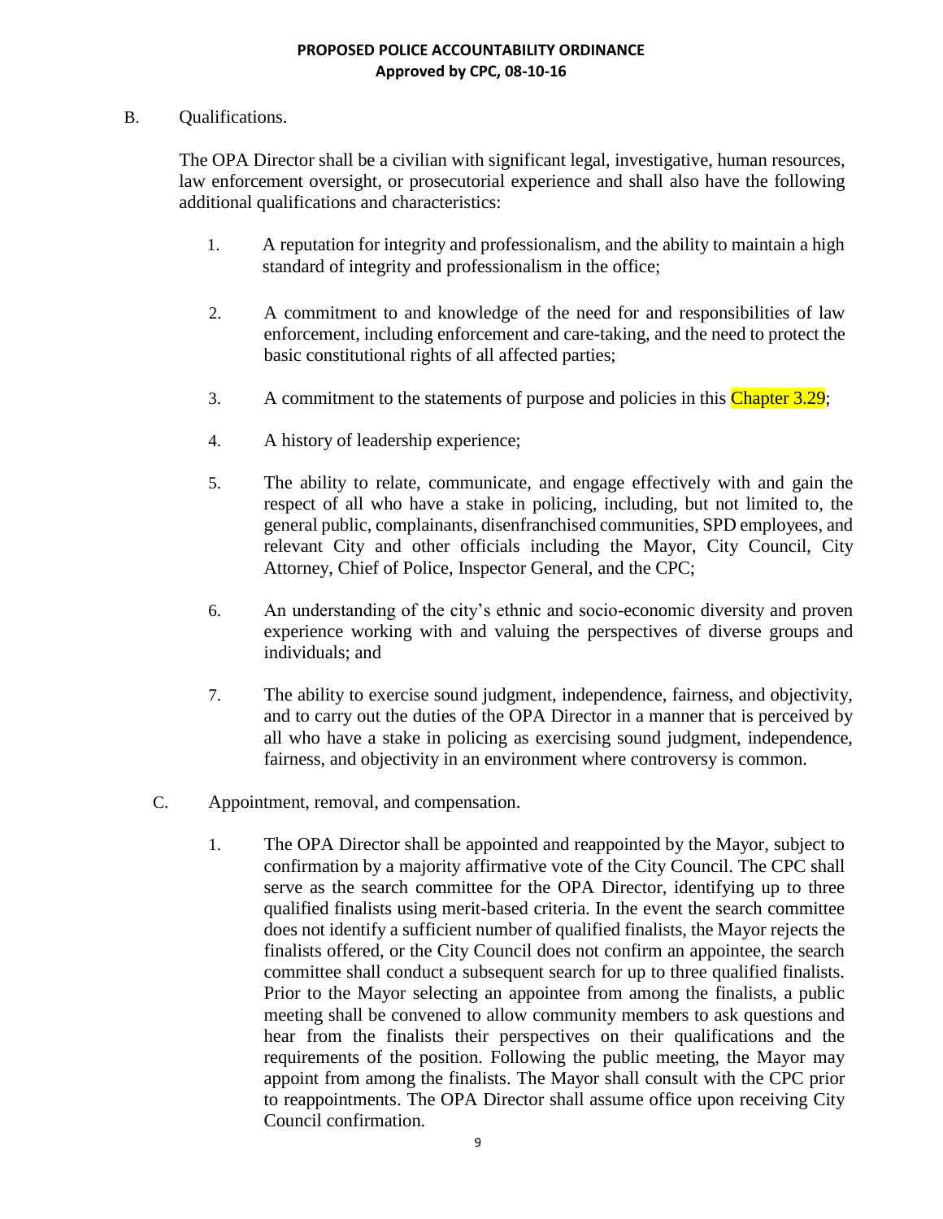B. Qualifications.

The OPA Director shall be a civilian with significant legal, investigative, human resources, law enforcement oversight, or prosecutorial experience and shall also have the following additional qualifications and characteristics:

1. A reputation for integrity and professionalism, and the ability to maintain a high standard of integrity and professionalism in the office;

2. A commitment to and knowledge of the need for and responsibilities of law enforcement, including enforcement and care-taking, and the need to protect the basic constitutional rights of all affected parties;

3. A commitment to the statements of purpose and policies in this Chapter 3.29;

4. A history of leadership experience;

5. The ability to relate, communicate, and engage effectively with and gain the respect of all who have a stake in policing, including, but not limited to, the general public, complainants, disenfranchised communities, SPD employees, and relevant City and other officials including the Mayor, City Council, City Attorney, Chief of Police, Inspector General, and the CPC;

6. An understanding of the city's ethnic and socio-economic diversity and proven experience working with and valuing the perspectives of diverse groups and individuals; and

7. The ability to exercise sound judgment, independence, fairness, and objectivity, and to carry out the duties of the OPA Director in a manner that is perceived by all who have a stake in policing as exercising sound judgment, independence, fairness, and objectivity in an environment where controversy is common.

C. Appointment, removal, and compensation.

1. The OPA Director shall be appointed and reappointed by the Mayor, subject to confirmation by a majority affirmative vote of the City Council. The CPC shall serve as the search committee for the OPA Director, identifying up to three qualified finalists using merit-based criteria. In the event the search committee does not identify a sufficient number of qualified finalists, the Mayor rejects the finalists offered, or the City Council does not confirm an appointee, the search committee shall conduct a subsequent search for up to three qualified finalists. Prior to the Mayor selecting an appointee from among the finalists, a public meeting shall be convened to allow community members to ask questions and hear from the finalists their perspectives on their qualifications and the requirements of the position. Following the public meeting, the Mayor may appoint from among the finalists. The Mayor shall consult with the CPC prior to reappointments. The OPA Director shall assume office upon receiving City Council confirmation.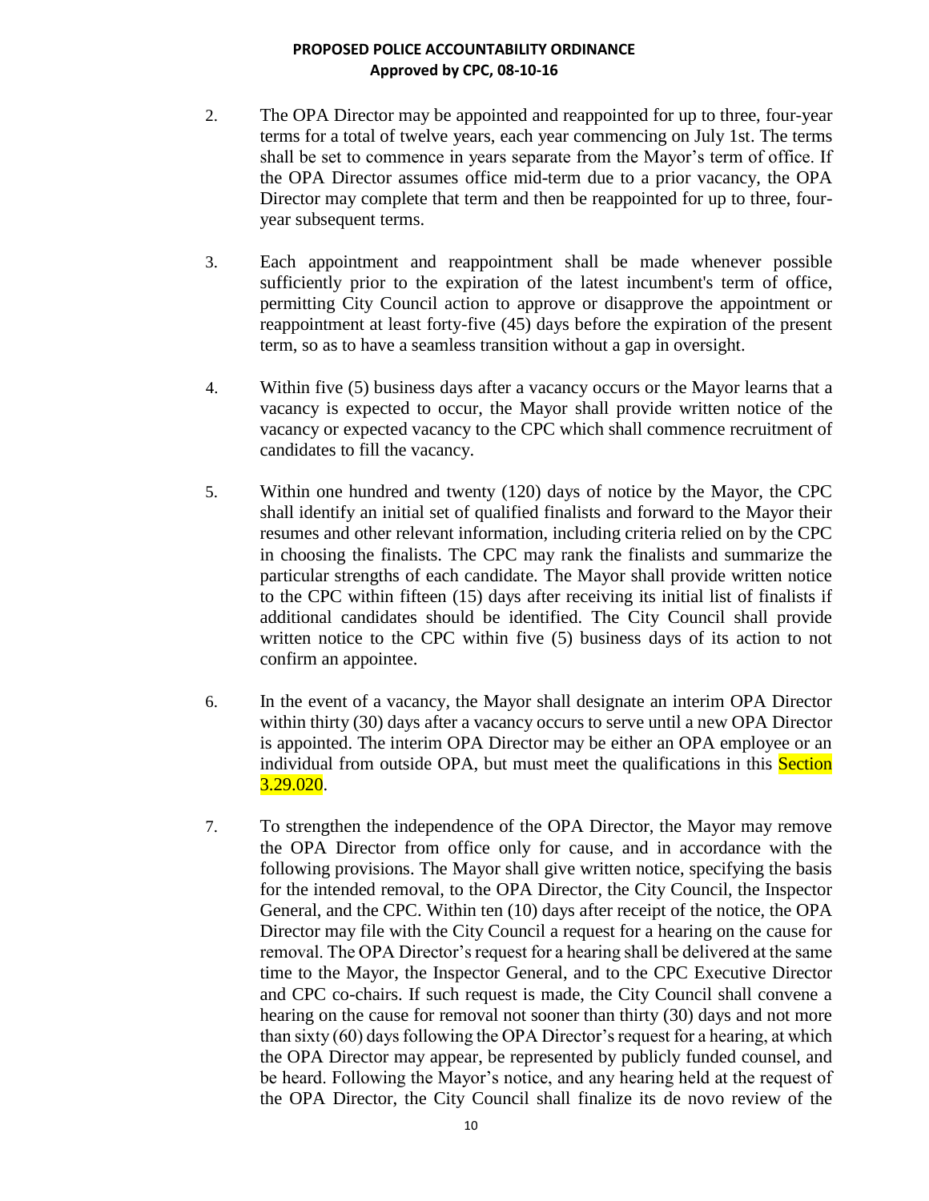2. The OPA Director may be appointed and reappointed for up to three, four-year terms for a total of twelve years, each year commencing on July 1st. The terms shall be set to commence in years separate from the Mayor's term of office. If the OPA Director assumes office mid-term due to a prior vacancy, the OPA Director may complete that term and then be reappointed for up to three, four-year subsequent terms.

3. Each appointment and reappointment shall be made whenever possible sufficiently prior to the expiration of the latest incumbent's term of office, permitting City Council action to approve or disapprove the appointment or reappointment at least forty-five (45) days before the expiration of the present term, so as to have a seamless transition without a gap in oversight.

4. Within five (5) business days after a vacancy occurs or the Mayor learns that a vacancy is expected to occur, the Mayor shall provide written notice of the vacancy or expected vacancy to the CPC which shall commence recruitment of candidates to fill the vacancy.

5. Within one hundred and twenty (120) days of notice by the Mayor, the CPC shall identify an initial set of qualified finalists and forward to the Mayor their resumes and other relevant information, including criteria relied on by the CPC in choosing the finalists. The CPC may rank the finalists and summarize the particular strengths of each candidate. The Mayor shall provide written notice to the CPC within fifteen (15) days after receiving its initial list of finalists if additional candidates should be identified. The City Council shall provide written notice to the CPC within five (5) business days of its action to not confirm an appointee.

6. In the event of a vacancy, the Mayor shall designate an interim OPA Director within thirty (30) days after a vacancy occurs to serve until a new OPA Director is appointed. The interim OPA Director may be either an OPA employee or an individual from outside OPA, but must meet the qualifications in this Section 3.29.020.

7. To strengthen the independence of the OPA Director, the Mayor may remove the OPA Director from office only for cause, and in accordance with the following provisions. The Mayor shall give written notice, specifying the basis for the intended removal, to the OPA Director, the City Council, the Inspector General, and the CPC. Within ten (10) days after receipt of the notice, the OPA Director may file with the City Council a request for a hearing on the cause for removal. The OPA Director's request for a hearing shall be delivered at the same time to the Mayor, the Inspector General, and to the CPC Executive Director and CPC co-chairs. If such request is made, the City Council shall convene a hearing on the cause for removal not sooner than thirty (30) days and not more than sixty (60) days following the OPA Director's request for a hearing, at which the OPA Director may appear, be represented by publicly funded counsel, and be heard. Following the Mayor's notice, and any hearing held at the request of the OPA Director, the City Council shall finalize its de novo review of the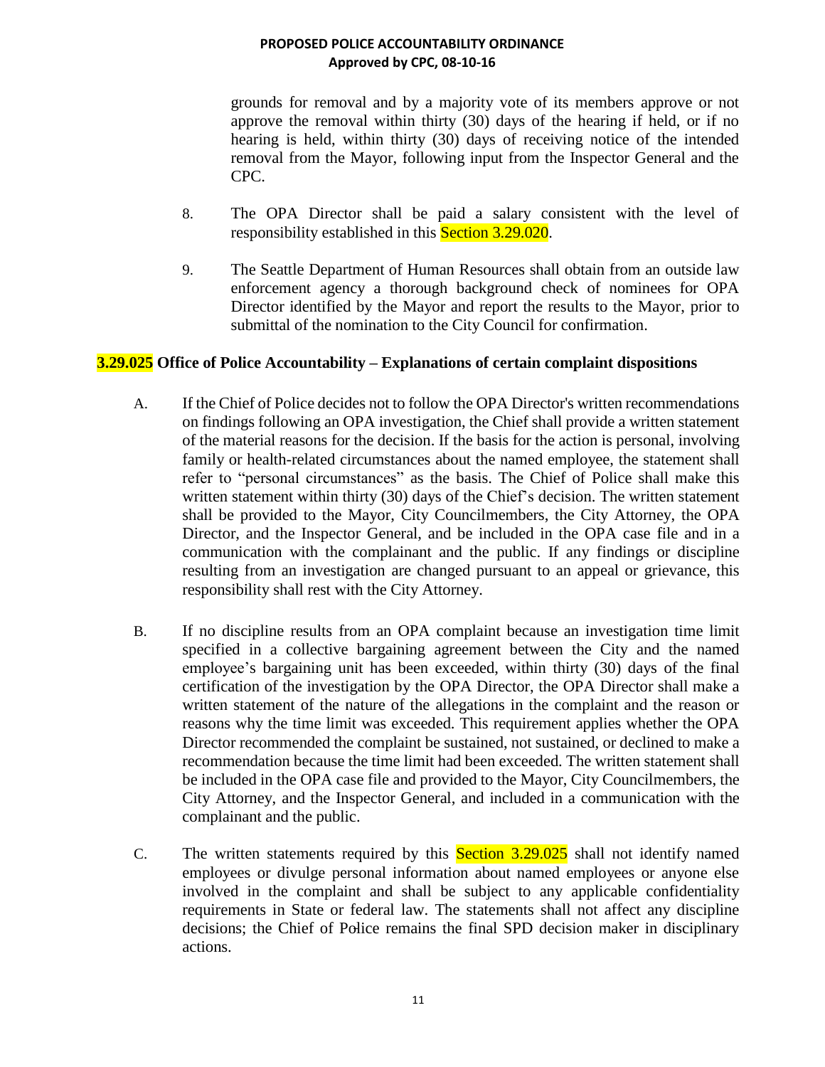grounds for removal and by a majority vote of its members approve or not approve the removal within thirty (30) days of the hearing if held, or if no hearing is held, within thirty (30) days of receiving notice of the intended removal from the Mayor, following input from the Inspector General and the CPC.

8. The OPA Director shall be paid a salary consistent with the level of responsibility established in this Section 3.29.020.

9. The Seattle Department of Human Resources shall obtain from an outside law enforcement agency a thorough background check of nominees for OPA Director identified by the Mayor and report the results to the Mayor, prior to submittal of the nomination to the City Council for confirmation.

**3.29.025 Office of Police Accountability – Explanations of certain complaint dispositions**

A. If the Chief of Police decides not to follow the OPA Director's written recommendations on findings following an OPA investigation, the Chief shall provide a written statement of the material reasons for the decision. If the basis for the action is personal, involving family or health-related circumstances about the named employee, the statement shall refer to "personal circumstances" as the basis. The Chief of Police shall make this written statement within thirty (30) days of the Chief's decision. The written statement shall be provided to the Mayor, City Councilmembers, the City Attorney, the OPA Director, and the Inspector General, and be included in the OPA case file and in a communication with the complainant and the public. If any findings or discipline resulting from an investigation are changed pursuant to an appeal or grievance, this responsibility shall rest with the City Attorney.

B. If no discipline results from an OPA complaint because an investigation time limit specified in a collective bargaining agreement between the City and the named employee's bargaining unit has been exceeded, within thirty (30) days of the final certification of the investigation by the OPA Director, the OPA Director shall make a written statement of the nature of the allegations in the complaint and the reason or reasons why the time limit was exceeded. This requirement applies whether the OPA Director recommended the complaint be sustained, not sustained, or declined to make a recommendation because the time limit had been exceeded. The written statement shall be included in the OPA case file and provided to the Mayor, City Councilmembers, the City Attorney, and the Inspector General, and included in a communication with the complainant and the public.

C. The written statements required by this Section 3.29.025 shall not identify named employees or divulge personal information about named employees or anyone else involved in the complaint and shall be subject to any applicable confidentiality requirements in State or federal law. The statements shall not affect any discipline decisions; the Chief of Police remains the final SPD decision maker in disciplinary actions.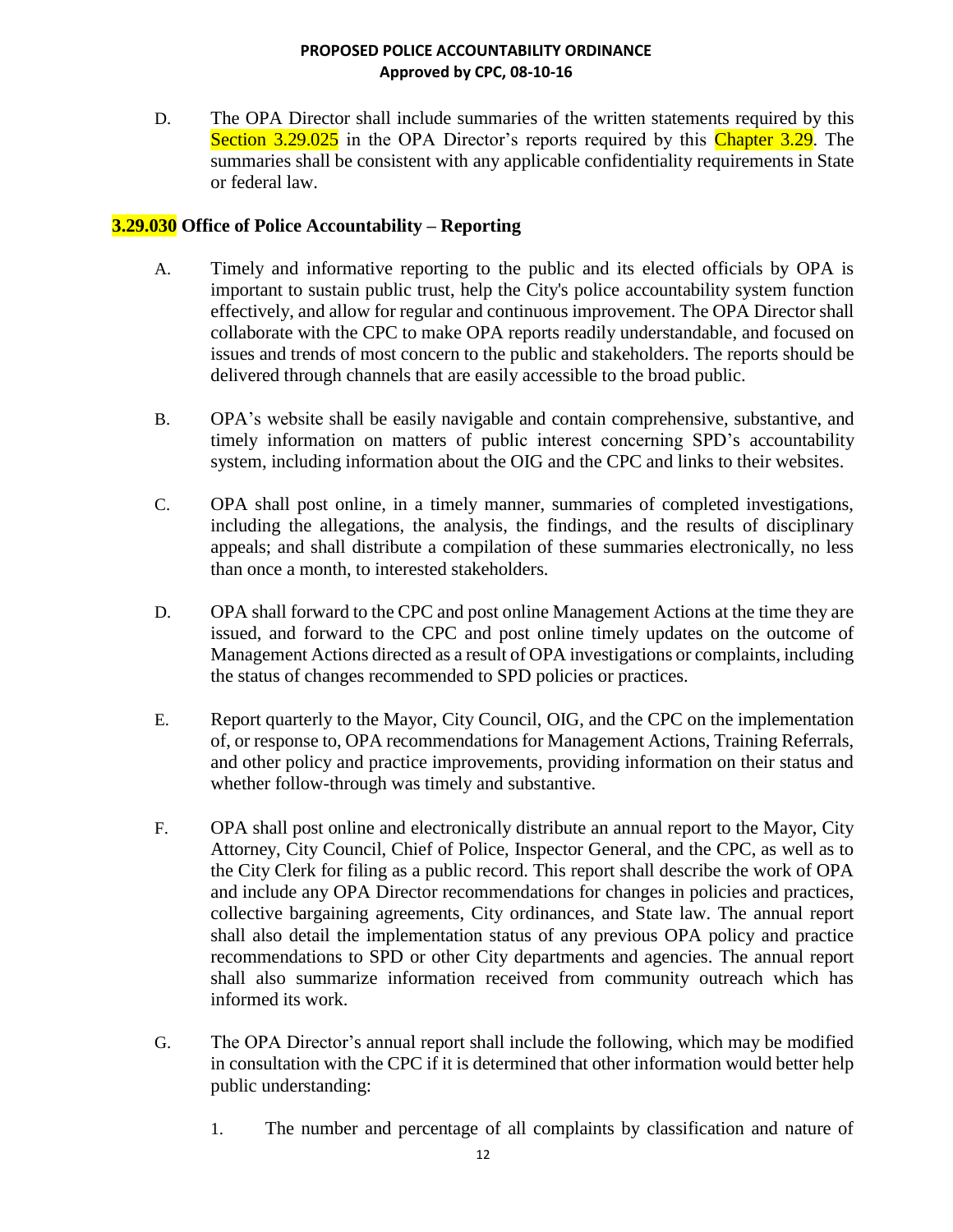D. The OPA Director shall include summaries of the written statements required by this Section 3.29.025 in the OPA Director's reports required by this Chapter 3.29. The summaries shall be consistent with any applicable confidentiality requirements in State or federal law.

### 3.29.030 Office of Police Accountability – Reporting

A. Timely and informative reporting to the public and its elected officials by OPA is important to sustain public trust, help the City's police accountability system function effectively, and allow for regular and continuous improvement. The OPA Director shall collaborate with the CPC to make OPA reports readily understandable, and focused on issues and trends of most concern to the public and stakeholders. The reports should be delivered through channels that are easily accessible to the broad public.

B. OPA's website shall be easily navigable and contain comprehensive, substantive, and timely information on matters of public interest concerning SPD's accountability system, including information about the OIG and the CPC and links to their websites.

C. OPA shall post online, in a timely manner, summaries of completed investigations, including the allegations, the analysis, the findings, and the results of disciplinary appeals; and shall distribute a compilation of these summaries electronically, no less than once a month, to interested stakeholders.

D. OPA shall forward to the CPC and post online Management Actions at the time they are issued, and forward to the CPC and post online timely updates on the outcome of Management Actions directed as a result of OPA investigations or complaints, including the status of changes recommended to SPD policies or practices.

E. Report quarterly to the Mayor, City Council, OIG, and the CPC on the implementation of, or response to, OPA recommendations for Management Actions, Training Referrals, and other policy and practice improvements, providing information on their status and whether follow-through was timely and substantive.

F. OPA shall post online and electronically distribute an annual report to the Mayor, City Attorney, City Council, Chief of Police, Inspector General, and the CPC, as well as to the City Clerk for filing as a public record. This report shall describe the work of OPA and include any OPA Director recommendations for changes in policies and practices, collective bargaining agreements, City ordinances, and State law. The annual report shall also detail the implementation status of any previous OPA policy and practice recommendations to SPD or other City departments and agencies. The annual report shall also summarize information received from community outreach which has informed its work.

G. The OPA Director's annual report shall include the following, which may be modified in consultation with the CPC if it is determined that other information would better help public understanding:

1. The number and percentage of all complaints by classification and nature of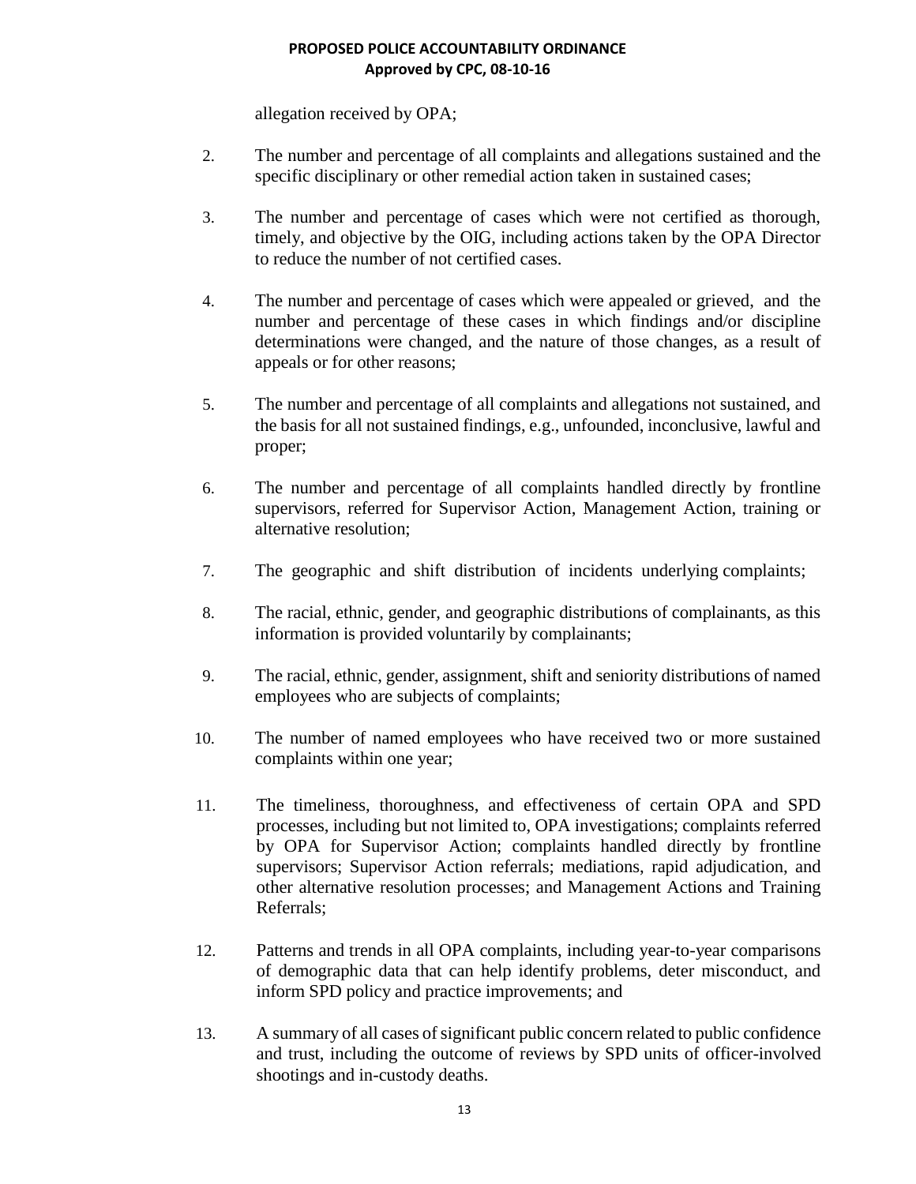allegation received by OPA;

2. The number and percentage of all complaints and allegations sustained and the specific disciplinary or other remedial action taken in sustained cases;

3. The number and percentage of cases which were not certified as thorough, timely, and objective by the OIG, including actions taken by the OPA Director to reduce the number of not certified cases.

4. The number and percentage of cases which were appealed or grieved, and the number and percentage of these cases in which findings and/or discipline determinations were changed, and the nature of those changes, as a result of appeals or for other reasons;

5. The number and percentage of all complaints and allegations not sustained, and the basis for all not sustained findings, e.g., unfounded, inconclusive, lawful and proper;

6. The number and percentage of all complaints handled directly by frontline supervisors, referred for Supervisor Action, Management Action, training or alternative resolution;

7. The geographic and shift distribution of incidents underlying complaints;

8. The racial, ethnic, gender, and geographic distributions of complainants, as this information is provided voluntarily by complainants;

9. The racial, ethnic, gender, assignment, shift and seniority distributions of named employees who are subjects of complaints;

10. The number of named employees who have received two or more sustained complaints within one year;

11. The timeliness, thoroughness, and effectiveness of certain OPA and SPD processes, including but not limited to, OPA investigations; complaints referred by OPA for Supervisor Action; complaints handled directly by frontline supervisors; Supervisor Action referrals; mediations, rapid adjudication, and other alternative resolution processes; and Management Actions and Training Referrals;

12. Patterns and trends in all OPA complaints, including year-to-year comparisons of demographic data that can help identify problems, deter misconduct, and inform SPD policy and practice improvements; and

13. A summary of all cases of significant public concern related to public confidence and trust, including the outcome of reviews by SPD units of officer-involved shootings and in-custody deaths.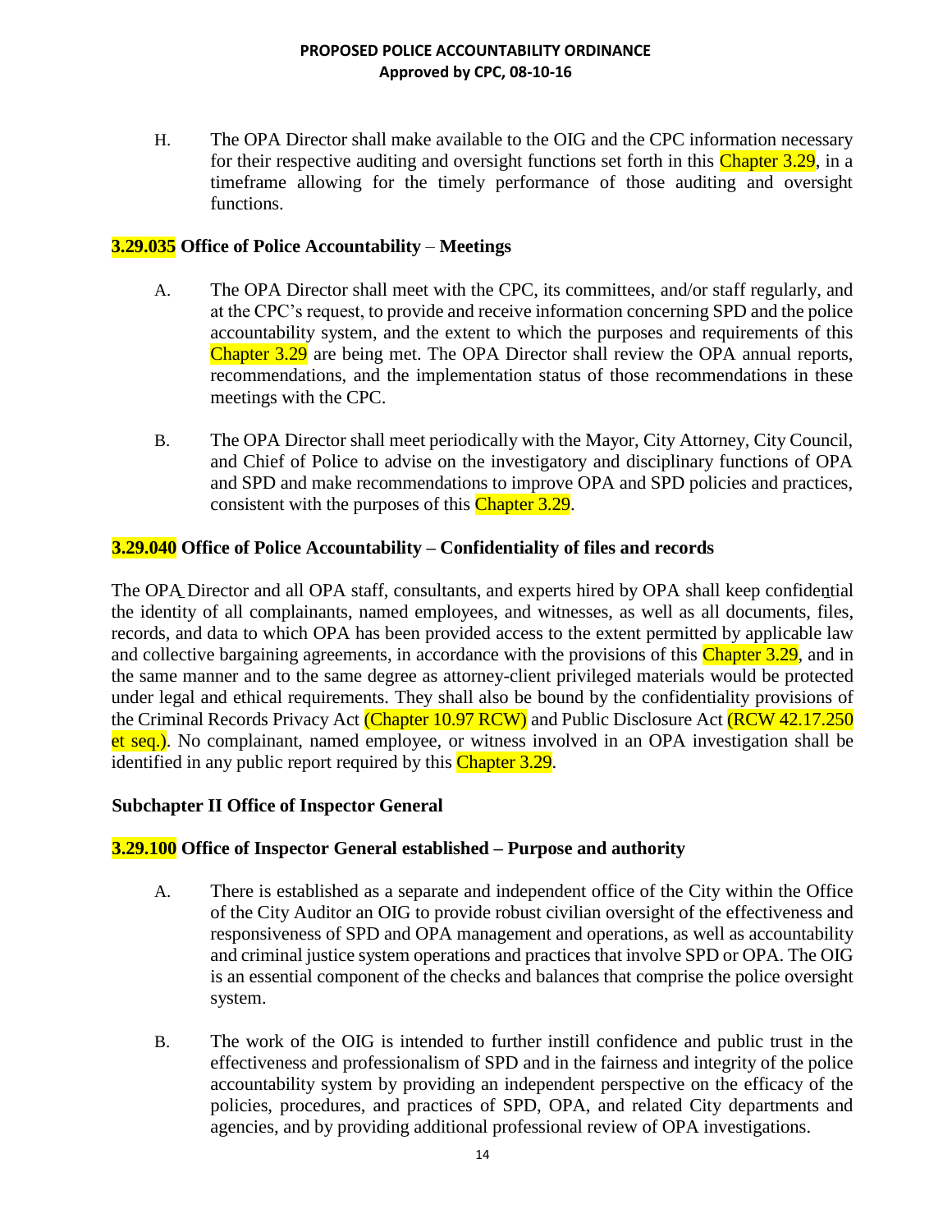H. The OPA Director shall make available to the OIG and the CPC information necessary for their respective auditing and oversight functions set forth in this Chapter 3.29, in a timeframe allowing for the timely performance of those auditing and oversight functions.

### 3.29.035 Office of Police Accountability – Meetings

A. The OPA Director shall meet with the CPC, its committees, and/or staff regularly, and at the CPC's request, to provide and receive information concerning SPD and the police accountability system, and the extent to which the purposes and requirements of this Chapter 3.29 are being met. The OPA Director shall review the OPA annual reports, recommendations, and the implementation status of those recommendations in these meetings with the CPC.

B. The OPA Director shall meet periodically with the Mayor, City Attorney, City Council, and Chief of Police to advise on the investigatory and disciplinary functions of OPA and SPD and make recommendations to improve OPA and SPD policies and practices, consistent with the purposes of this Chapter 3.29.

### 3.29.040 Office of Police Accountability – Confidentiality of files and records

The OPA Director and all OPA staff, consultants, and experts hired by OPA shall keep confidential the identity of all complainants, named employees, and witnesses, as well as all documents, files, records, and data to which OPA has been provided access to the extent permitted by applicable law and collective bargaining agreements, in accordance with the provisions of this Chapter 3.29, and in the same manner and to the same degree as attorney-client privileged materials would be protected under legal and ethical requirements. They shall also be bound by the confidentiality provisions of the Criminal Records Privacy Act (Chapter 10.97 RCW) and Public Disclosure Act (RCW 42.17.250 et seq.). No complainant, named employee, or witness involved in an OPA investigation shall be identified in any public report required by this Chapter 3.29.

## Subchapter II Office of Inspector General

### 3.29.100 Office of Inspector General established – Purpose and authority

A. There is established as a separate and independent office of the City within the Office of the City Auditor an OIG to provide robust civilian oversight of the effectiveness and responsiveness of SPD and OPA management and operations, as well as accountability and criminal justice system operations and practices that involve SPD or OPA. The OIG is an essential component of the checks and balances that comprise the police oversight system.

B. The work of the OIG is intended to further instill confidence and public trust in the effectiveness and professionalism of SPD and in the fairness and integrity of the police accountability system by providing an independent perspective on the efficacy of the policies, procedures, and practices of SPD, OPA, and related City departments and agencies, and by providing additional professional review of OPA investigations.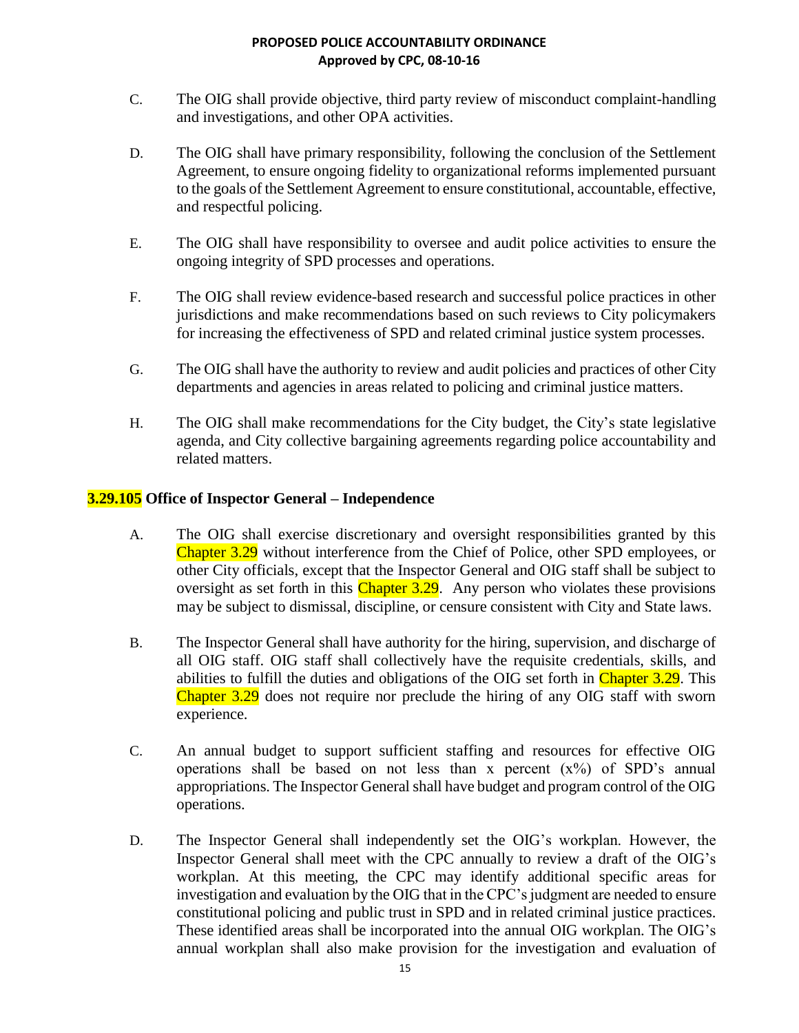C. The OIG shall provide objective, third party review of misconduct complaint-handling and investigations, and other OPA activities.

D. The OIG shall have primary responsibility, following the conclusion of the Settlement Agreement, to ensure ongoing fidelity to organizational reforms implemented pursuant to the goals of the Settlement Agreement to ensure constitutional, accountable, effective, and respectful policing.

E. The OIG shall have responsibility to oversee and audit police activities to ensure the ongoing integrity of SPD processes and operations.

F. The OIG shall review evidence-based research and successful police practices in other jurisdictions and make recommendations based on such reviews to City policymakers for increasing the effectiveness of SPD and related criminal justice system processes.

G. The OIG shall have the authority to review and audit policies and practices of other City departments and agencies in areas related to policing and criminal justice matters.

H. The OIG shall make recommendations for the City budget, the City's state legislative agenda, and City collective bargaining agreements regarding police accountability and related matters.

## 3.29.105 Office of Inspector General – Independence

A. The OIG shall exercise discretionary and oversight responsibilities granted by this Chapter 3.29 without interference from the Chief of Police, other SPD employees, or other City officials, except that the Inspector General and OIG staff shall be subject to oversight as set forth in this Chapter 3.29. Any person who violates these provisions may be subject to dismissal, discipline, or censure consistent with City and State laws.

B. The Inspector General shall have authority for the hiring, supervision, and discharge of all OIG staff. OIG staff shall collectively have the requisite credentials, skills, and abilities to fulfill the duties and obligations of the OIG set forth in Chapter 3.29. This Chapter 3.29 does not require nor preclude the hiring of any OIG staff with sworn experience.

C. An annual budget to support sufficient staffing and resources for effective OIG operations shall be based on not less than x percent (x%) of SPD's annual appropriations. The Inspector General shall have budget and program control of the OIG operations.

D. The Inspector General shall independently set the OIG's workplan. However, the Inspector General shall meet with the CPC annually to review a draft of the OIG's workplan. At this meeting, the CPC may identify additional specific areas for investigation and evaluation by the OIG that in the CPC's judgment are needed to ensure constitutional policing and public trust in SPD and in related criminal justice practices. These identified areas shall be incorporated into the annual OIG workplan. The OIG's annual workplan shall also make provision for the investigation and evaluation of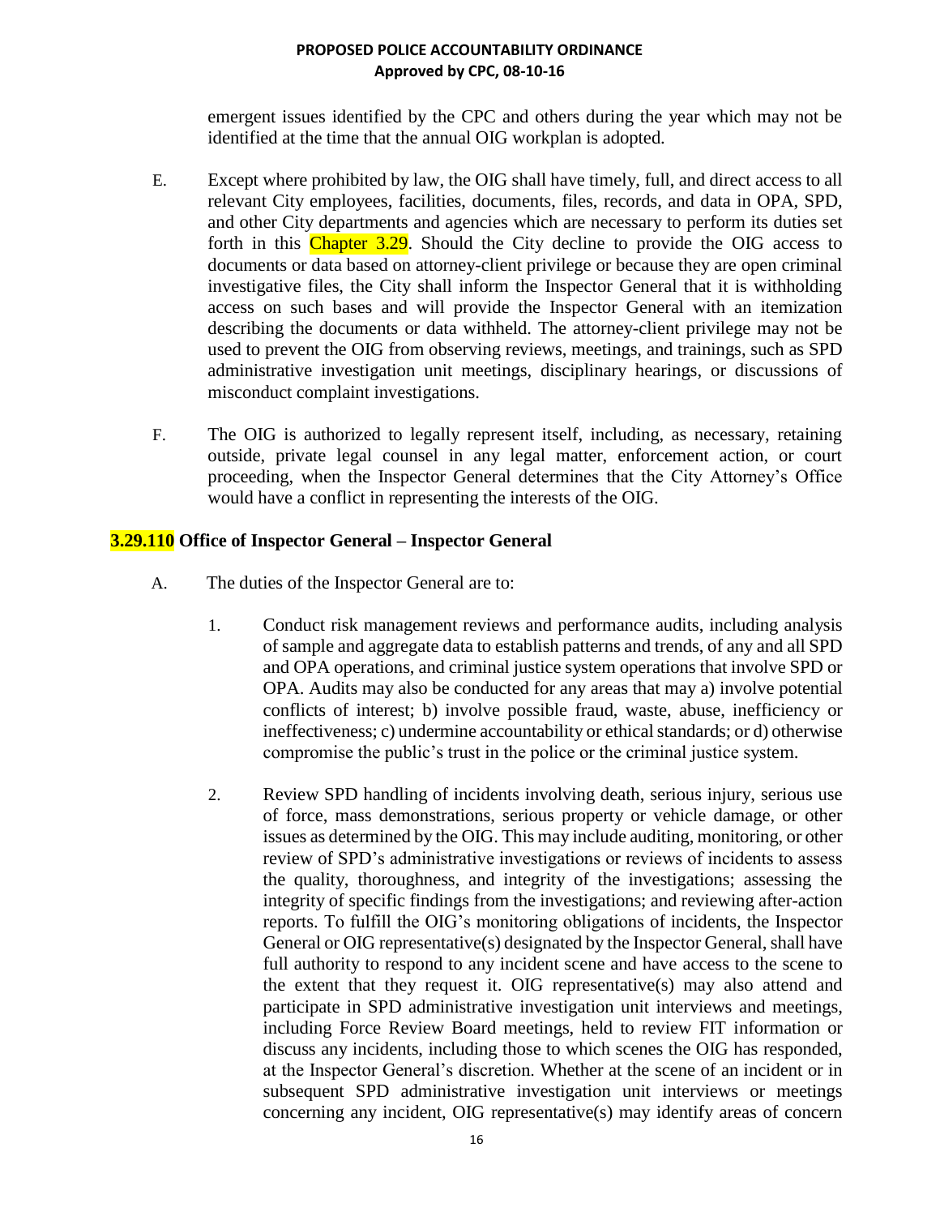emergent issues identified by the CPC and others during the year which may not be identified at the time that the annual OIG workplan is adopted.

E. Except where prohibited by law, the OIG shall have timely, full, and direct access to all relevant City employees, facilities, documents, files, records, and data in OPA, SPD, and other City departments and agencies which are necessary to perform its duties set forth in this Chapter 3.29. Should the City decline to provide the OIG access to documents or data based on attorney-client privilege or because they are open criminal investigative files, the City shall inform the Inspector General that it is withholding access on such bases and will provide the Inspector General with an itemization describing the documents or data withheld. The attorney-client privilege may not be used to prevent the OIG from observing reviews, meetings, and trainings, such as SPD administrative investigation unit meetings, disciplinary hearings, or discussions of misconduct complaint investigations.

F. The OIG is authorized to legally represent itself, including, as necessary, retaining outside, private legal counsel in any legal matter, enforcement action, or court proceeding, when the Inspector General determines that the City Attorney's Office would have a conflict in representing the interests of the OIG.

### 3.29.110 Office of Inspector General – Inspector General

A. The duties of the Inspector General are to:

1. Conduct risk management reviews and performance audits, including analysis of sample and aggregate data to establish patterns and trends, of any and all SPD and OPA operations, and criminal justice system operations that involve SPD or OPA. Audits may also be conducted for any areas that may a) involve potential conflicts of interest; b) involve possible fraud, waste, abuse, inefficiency or ineffectiveness; c) undermine accountability or ethical standards; or d) otherwise compromise the public's trust in the police or the criminal justice system.

2. Review SPD handling of incidents involving death, serious injury, serious use of force, mass demonstrations, serious property or vehicle damage, or other issues as determined by the OIG. This may include auditing, monitoring, or other review of SPD's administrative investigations or reviews of incidents to assess the quality, thoroughness, and integrity of the investigations; assessing the integrity of specific findings from the investigations; and reviewing after-action reports. To fulfill the OIG's monitoring obligations of incidents, the Inspector General or OIG representative(s) designated by the Inspector General, shall have full authority to respond to any incident scene and have access to the scene to the extent that they request it. OIG representative(s) may also attend and participate in SPD administrative investigation unit interviews and meetings, including Force Review Board meetings, held to review FIT information or discuss any incidents, including those to which scenes the OIG has responded, at the Inspector General's discretion. Whether at the scene of an incident or in subsequent SPD administrative investigation unit interviews or meetings concerning any incident, OIG representative(s) may identify areas of concern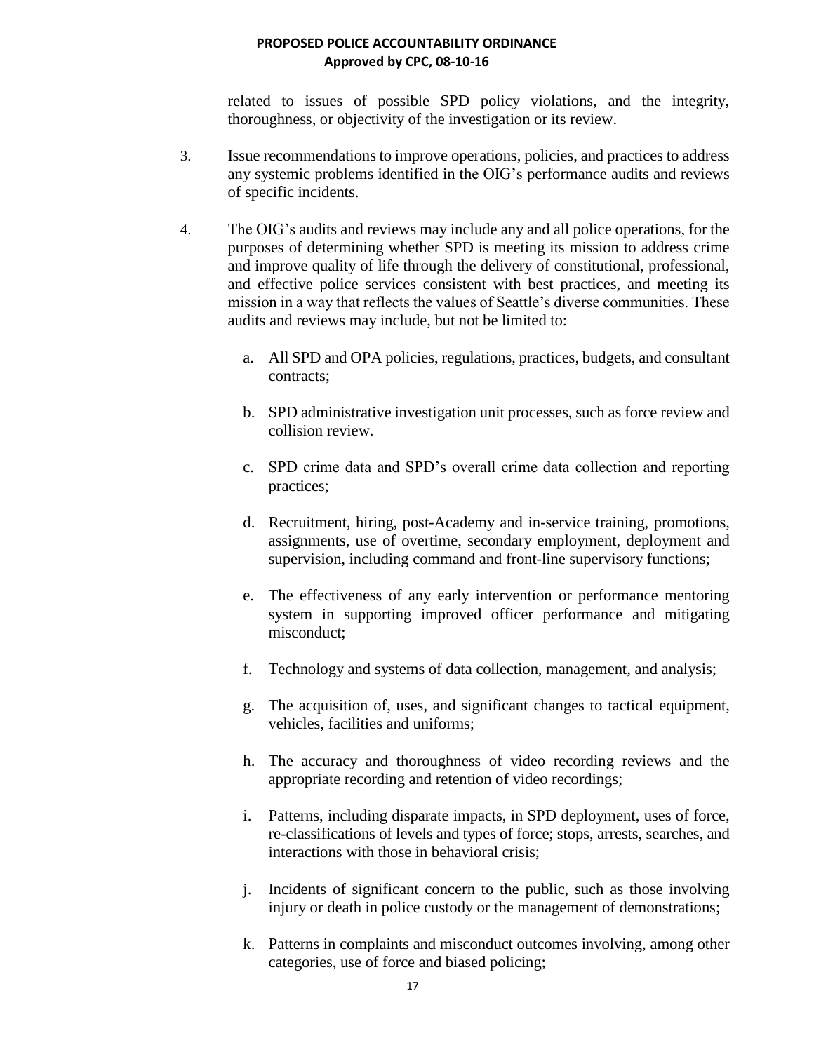related to issues of possible SPD policy violations, and the integrity, thoroughness, or objectivity of the investigation or its review.

3. Issue recommendations to improve operations, policies, and practices to address any systemic problems identified in the OIG's performance audits and reviews of specific incidents.

4. The OIG's audits and reviews may include any and all police operations, for the purposes of determining whether SPD is meeting its mission to address crime and improve quality of life through the delivery of constitutional, professional, and effective police services consistent with best practices, and meeting its mission in a way that reflects the values of Seattle's diverse communities. These audits and reviews may include, but not be limited to:

   a. All SPD and OPA policies, regulations, practices, budgets, and consultant contracts;

   b. SPD administrative investigation unit processes, such as force review and collision review.

   c. SPD crime data and SPD's overall crime data collection and reporting practices;

   d. Recruitment, hiring, post-Academy and in-service training, promotions, assignments, use of overtime, secondary employment, deployment and supervision, including command and front-line supervisory functions;

   e. The effectiveness of any early intervention or performance mentoring system in supporting improved officer performance and mitigating misconduct;

   f. Technology and systems of data collection, management, and analysis;

   g. The acquisition of, uses, and significant changes to tactical equipment, vehicles, facilities and uniforms;

   h. The accuracy and thoroughness of video recording reviews and the appropriate recording and retention of video recordings;

   i. Patterns, including disparate impacts, in SPD deployment, uses of force, re-classifications of levels and types of force; stops, arrests, searches, and interactions with those in behavioral crisis;

   j. Incidents of significant concern to the public, such as those involving injury or death in police custody or the management of demonstrations;

   k. Patterns in complaints and misconduct outcomes involving, among other categories, use of force and biased policing;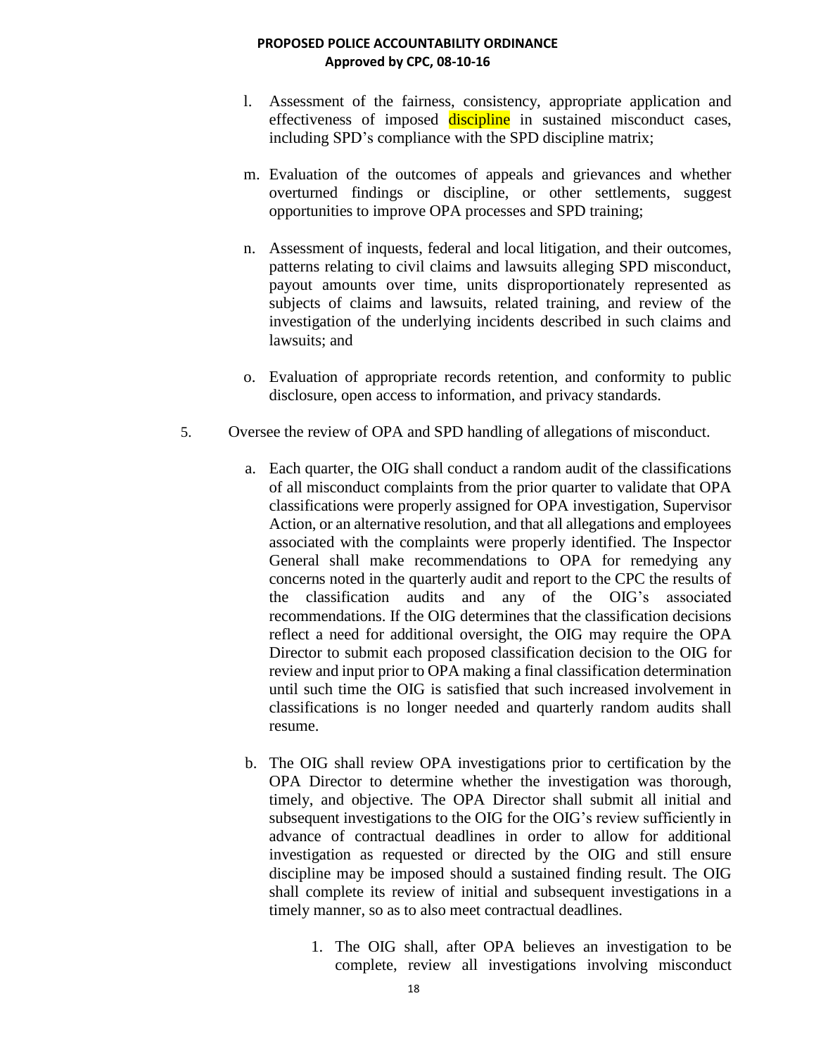l. Assessment of the fairness, consistency, appropriate application and effectiveness of imposed discipline in sustained misconduct cases, including SPD's compliance with the SPD discipline matrix;

m. Evaluation of the outcomes of appeals and grievances and whether overturned findings or discipline, or other settlements, suggest opportunities to improve OPA processes and SPD training;

n. Assessment of inquests, federal and local litigation, and their outcomes, patterns relating to civil claims and lawsuits alleging SPD misconduct, payout amounts over time, units disproportionately represented as subjects of claims and lawsuits, related training, and review of the investigation of the underlying incidents described in such claims and lawsuits; and

o. Evaluation of appropriate records retention, and conformity to public disclosure, open access to information, and privacy standards.

5. Oversee the review of OPA and SPD handling of allegations of misconduct.

   a. Each quarter, the OIG shall conduct a random audit of the classifications of all misconduct complaints from the prior quarter to validate that OPA classifications were properly assigned for OPA investigation, Supervisor Action, or an alternative resolution, and that all allegations and employees associated with the complaints were properly identified. The Inspector General shall make recommendations to OPA for remedying any concerns noted in the quarterly audit and report to the CPC the results of the classification audits and any of the OIG's associated recommendations. If the OIG determines that the classification decisions reflect a need for additional oversight, the OIG may require the OPA Director to submit each proposed classification decision to the OIG for review and input prior to OPA making a final classification determination until such time the OIG is satisfied that such increased involvement in classifications is no longer needed and quarterly random audits shall resume.

   b. The OIG shall review OPA investigations prior to certification by the OPA Director to determine whether the investigation was thorough, timely, and objective. The OPA Director shall submit all initial and subsequent investigations to the OIG for the OIG's review sufficiently in advance of contractual deadlines in order to allow for additional investigation as requested or directed by the OIG and still ensure discipline may be imposed should a sustained finding result. The OIG shall complete its review of initial and subsequent investigations in a timely manner, so as to also meet contractual deadlines.

      1. The OIG shall, after OPA believes an investigation to be complete, review all investigations involving misconduct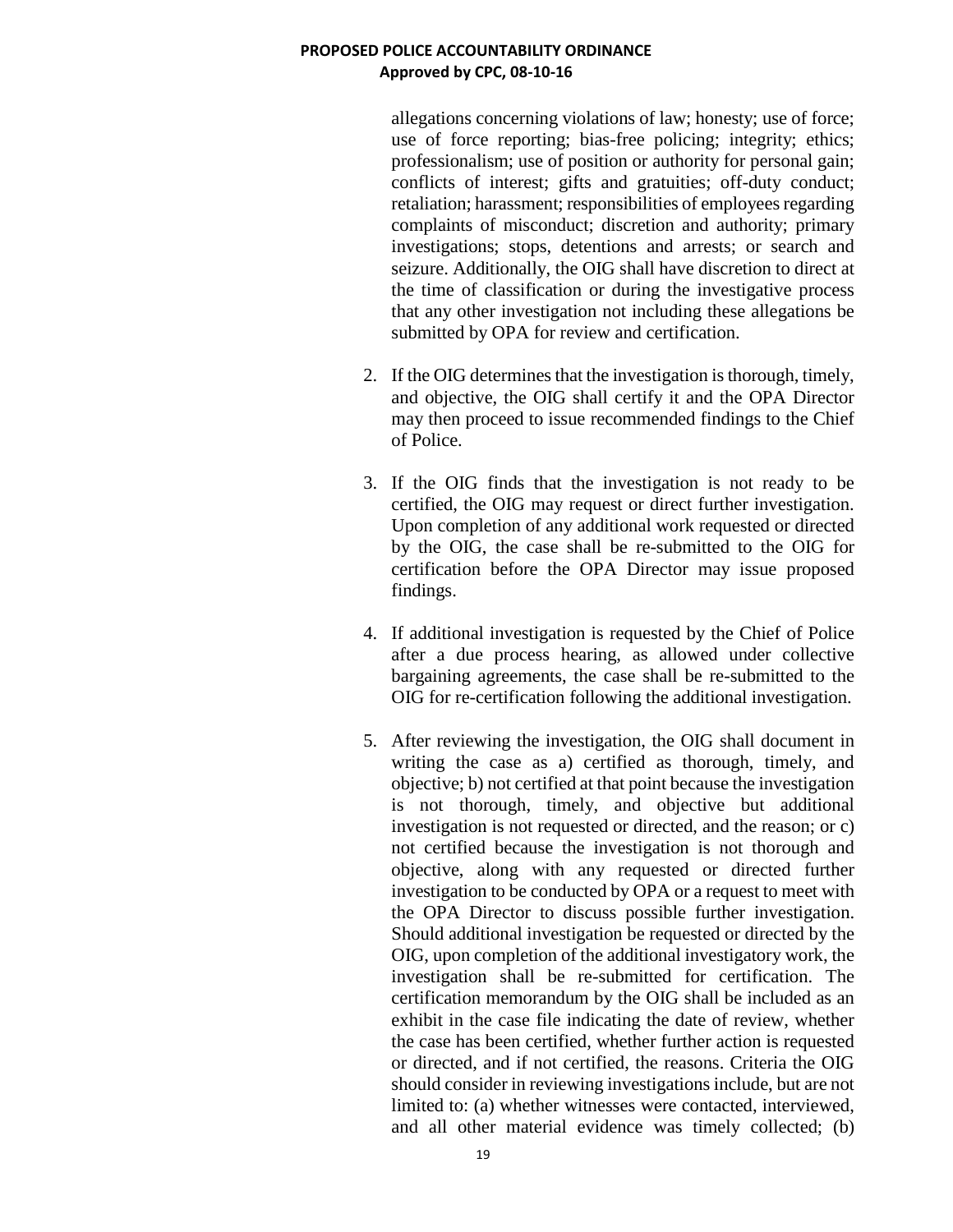allegations concerning violations of law; honesty; use of force; use of force reporting; bias-free policing; integrity; ethics; professionalism; use of position or authority for personal gain; conflicts of interest; gifts and gratuities; off-duty conduct; retaliation; harassment; responsibilities of employees regarding complaints of misconduct; discretion and authority; primary investigations; stops, detentions and arrests; or search and seizure. Additionally, the OIG shall have discretion to direct at the time of classification or during the investigative process that any other investigation not including these allegations be submitted by OPA for review and certification.

2. If the OIG determines that the investigation is thorough, timely, and objective, the OIG shall certify it and the OPA Director may then proceed to issue recommended findings to the Chief of Police.

3. If the OIG finds that the investigation is not ready to be certified, the OIG may request or direct further investigation. Upon completion of any additional work requested or directed by the OIG, the case shall be re-submitted to the OIG for certification before the OPA Director may issue proposed findings.

4. If additional investigation is requested by the Chief of Police after a due process hearing, as allowed under collective bargaining agreements, the case shall be re-submitted to the OIG for re-certification following the additional investigation.

5. After reviewing the investigation, the OIG shall document in writing the case as a) certified as thorough, timely, and objective; b) not certified at that point because the investigation is not thorough, timely, and objective but additional investigation is not requested or directed, and the reason; or c) not certified because the investigation is not thorough and objective, along with any requested or directed further investigation to be conducted by OPA or a request to meet with the OPA Director to discuss possible further investigation. Should additional investigation be requested or directed by the OIG, upon completion of the additional investigatory work, the investigation shall be re-submitted for certification. The certification memorandum by the OIG shall be included as an exhibit in the case file indicating the date of review, whether the case has been certified, whether further action is requested or directed, and if not certified, the reasons. Criteria the OIG should consider in reviewing investigations include, but are not limited to: (a) whether witnesses were contacted, interviewed, and all other material evidence was timely collected; (b)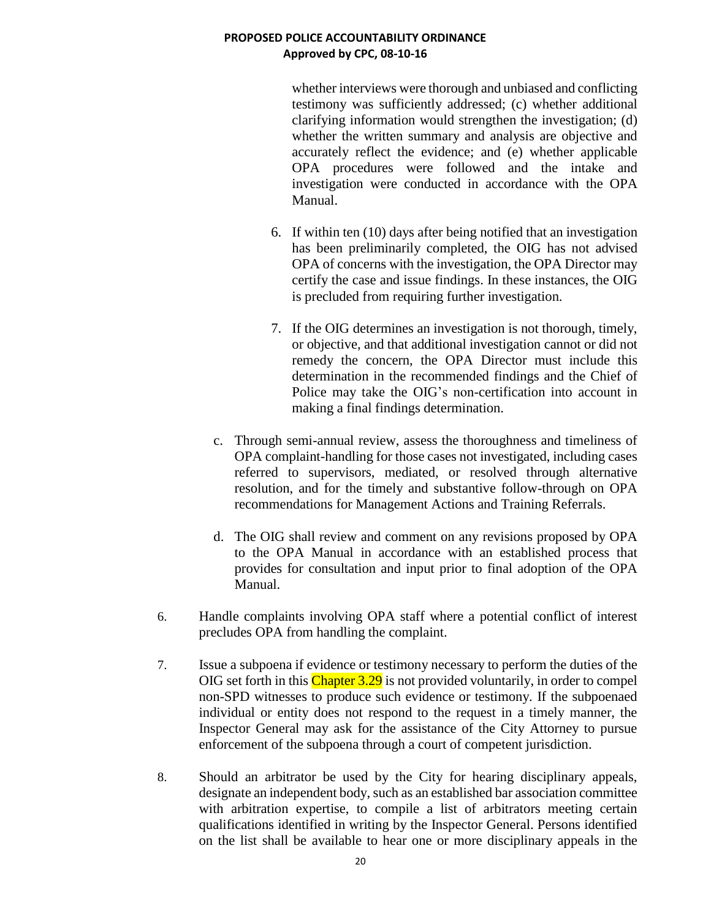whether interviews were thorough and unbiased and conflicting testimony was sufficiently addressed; (c) whether additional clarifying information would strengthen the investigation; (d) whether the written summary and analysis are objective and accurately reflect the evidence; and (e) whether applicable OPA procedures were followed and the intake and investigation were conducted in accordance with the OPA Manual.

6. If within ten (10) days after being notified that an investigation has been preliminarily completed, the OIG has not advised OPA of concerns with the investigation, the OPA Director may certify the case and issue findings. In these instances, the OIG is precluded from requiring further investigation.

7. If the OIG determines an investigation is not thorough, timely, or objective, and that additional investigation cannot or did not remedy the concern, the OPA Director must include this determination in the recommended findings and the Chief of Police may take the OIG's non-certification into account in making a final findings determination.

c. Through semi-annual review, assess the thoroughness and timeliness of OPA complaint-handling for those cases not investigated, including cases referred to supervisors, mediated, or resolved through alternative resolution, and for the timely and substantive follow-through on OPA recommendations for Management Actions and Training Referrals.

d. The OIG shall review and comment on any revisions proposed by OPA to the OPA Manual in accordance with an established process that provides for consultation and input prior to final adoption of the OPA Manual.

6. Handle complaints involving OPA staff where a potential conflict of interest precludes OPA from handling the complaint.

7. Issue a subpoena if evidence or testimony necessary to perform the duties of the OIG set forth in this Chapter 3.29 is not provided voluntarily, in order to compel non-SPD witnesses to produce such evidence or testimony. If the subpoenaed individual or entity does not respond to the request in a timely manner, the Inspector General may ask for the assistance of the City Attorney to pursue enforcement of the subpoena through a court of competent jurisdiction.

8. Should an arbitrator be used by the City for hearing disciplinary appeals, designate an independent body, such as an established bar association committee with arbitration expertise, to compile a list of arbitrators meeting certain qualifications identified in writing by the Inspector General. Persons identified on the list shall be available to hear one or more disciplinary appeals in the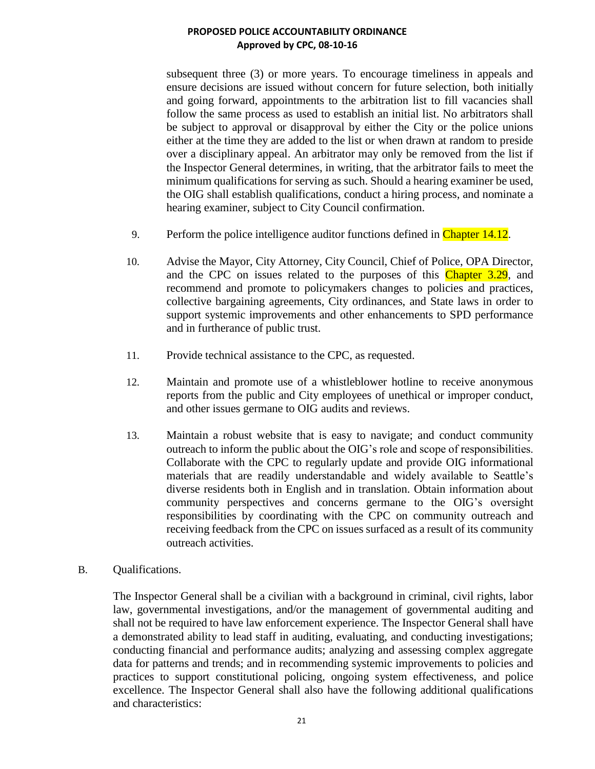subsequent three (3) or more years. To encourage timeliness in appeals and ensure decisions are issued without concern for future selection, both initially and going forward, appointments to the arbitration list to fill vacancies shall follow the same process as used to establish an initial list. No arbitrators shall be subject to approval or disapproval by either the City or the police unions either at the time they are added to the list or when drawn at random to preside over a disciplinary appeal. An arbitrator may only be removed from the list if the Inspector General determines, in writing, that the arbitrator fails to meet the minimum qualifications for serving as such. Should a hearing examiner be used, the OIG shall establish qualifications, conduct a hiring process, and nominate a hearing examiner, subject to City Council confirmation.

9. Perform the police intelligence auditor functions defined in Chapter 14.12.

10. Advise the Mayor, City Attorney, City Council, Chief of Police, OPA Director, and the CPC on issues related to the purposes of this Chapter 3.29, and recommend and promote to policymakers changes to policies and practices, collective bargaining agreements, City ordinances, and State laws in order to support systemic improvements and other enhancements to SPD performance and in furtherance of public trust.

11. Provide technical assistance to the CPC, as requested.

12. Maintain and promote use of a whistleblower hotline to receive anonymous reports from the public and City employees of unethical or improper conduct, and other issues germane to OIG audits and reviews.

13. Maintain a robust website that is easy to navigate; and conduct community outreach to inform the public about the OIG's role and scope of responsibilities. Collaborate with the CPC to regularly update and provide OIG informational materials that are readily understandable and widely available to Seattle's diverse residents both in English and in translation. Obtain information about community perspectives and concerns germane to the OIG's oversight responsibilities by coordinating with the CPC on community outreach and receiving feedback from the CPC on issues surfaced as a result of its community outreach activities.

B. Qualifications.

The Inspector General shall be a civilian with a background in criminal, civil rights, labor law, governmental investigations, and/or the management of governmental auditing and shall not be required to have law enforcement experience. The Inspector General shall have a demonstrated ability to lead staff in auditing, evaluating, and conducting investigations; conducting financial and performance audits; analyzing and assessing complex aggregate data for patterns and trends; and in recommending systemic improvements to policies and practices to support constitutional policing, ongoing system effectiveness, and police excellence. The Inspector General shall also have the following additional qualifications and characteristics: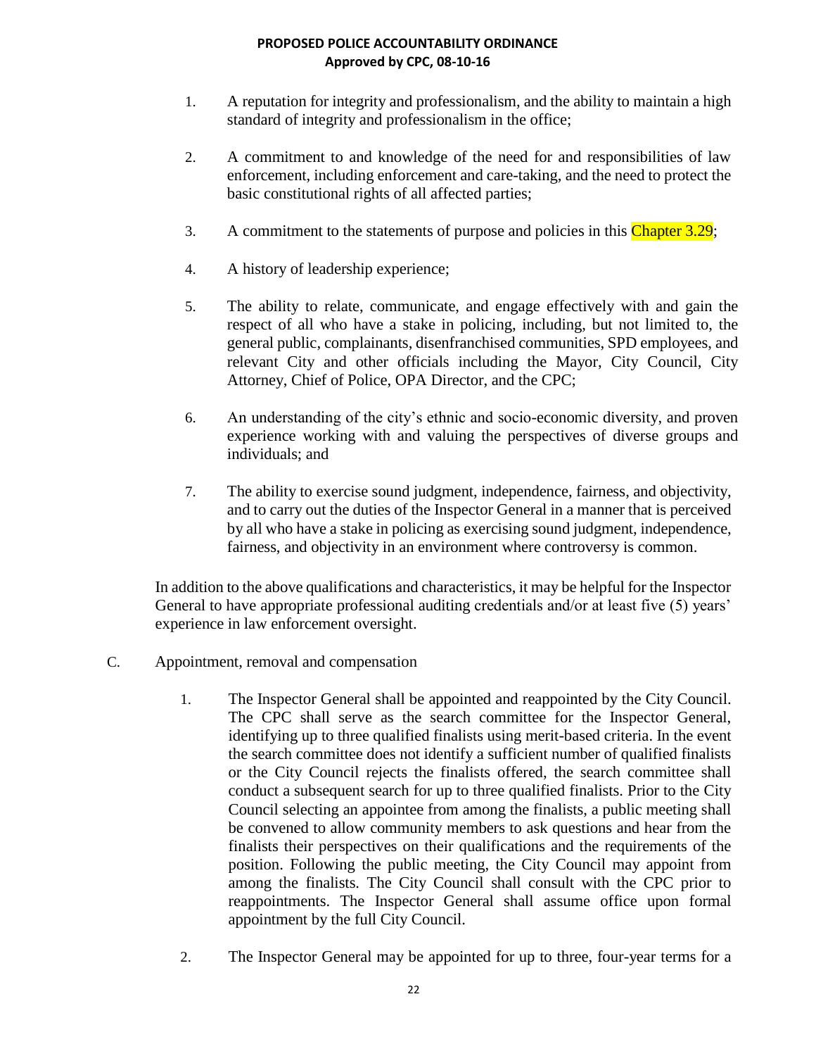1. A reputation for integrity and professionalism, and the ability to maintain a high standard of integrity and professionalism in the office;

2. A commitment to and knowledge of the need for and responsibilities of law enforcement, including enforcement and care-taking, and the need to protect the basic constitutional rights of all affected parties;

3. A commitment to the statements of purpose and policies in this Chapter 3.29;

4. A history of leadership experience;

5. The ability to relate, communicate, and engage effectively with and gain the respect of all who have a stake in policing, including, but not limited to, the general public, complainants, disenfranchised communities, SPD employees, and relevant City and other officials including the Mayor, City Council, City Attorney, Chief of Police, OPA Director, and the CPC;

6. An understanding of the city's ethnic and socio-economic diversity, and proven experience working with and valuing the perspectives of diverse groups and individuals; and

7. The ability to exercise sound judgment, independence, fairness, and objectivity, and to carry out the duties of the Inspector General in a manner that is perceived by all who have a stake in policing as exercising sound judgment, independence, fairness, and objectivity in an environment where controversy is common.

In addition to the above qualifications and characteristics, it may be helpful for the Inspector General to have appropriate professional auditing credentials and/or at least five (5) years' experience in law enforcement oversight.

C. Appointment, removal and compensation

1. The Inspector General shall be appointed and reappointed by the City Council. The CPC shall serve as the search committee for the Inspector General, identifying up to three qualified finalists using merit-based criteria. In the event the search committee does not identify a sufficient number of qualified finalists or the City Council rejects the finalists offered, the search committee shall conduct a subsequent search for up to three qualified finalists. Prior to the City Council selecting an appointee from among the finalists, a public meeting shall be convened to allow community members to ask questions and hear from the finalists their perspectives on their qualifications and the requirements of the position. Following the public meeting, the City Council may appoint from among the finalists. The City Council shall consult with the CPC prior to reappointments. The Inspector General shall assume office upon formal appointment by the full City Council.

2. The Inspector General may be appointed for up to three, four-year terms for a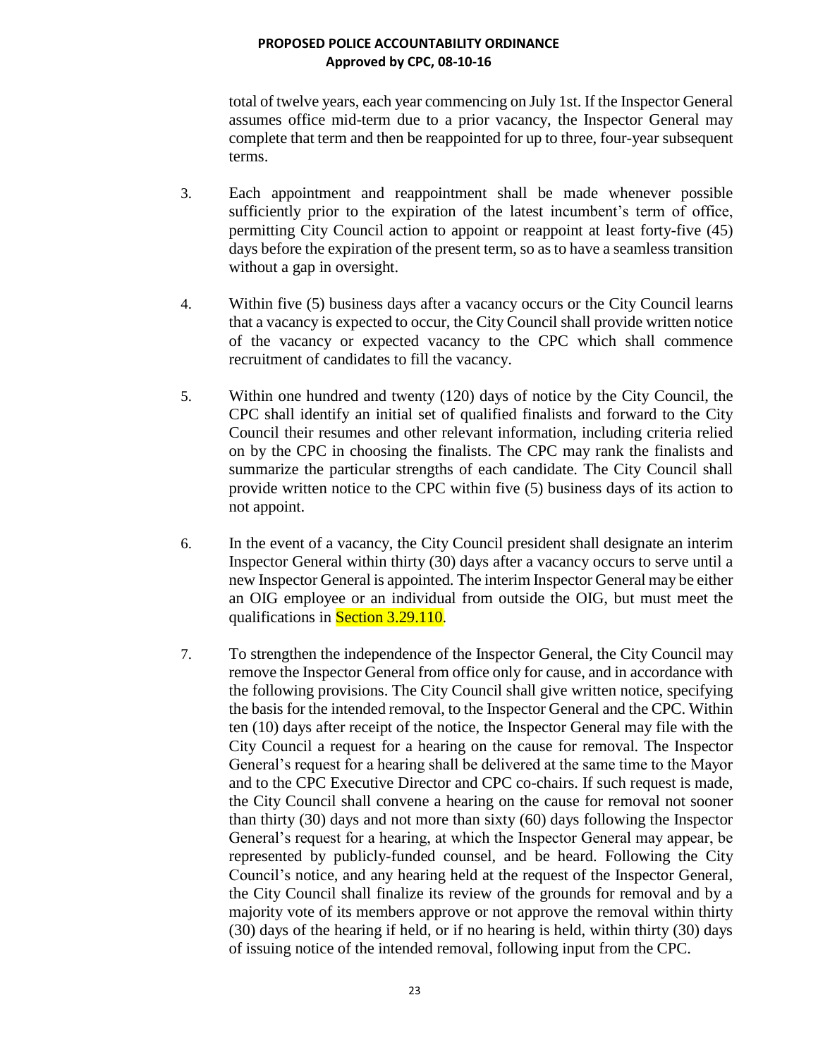total of twelve years, each year commencing on July 1st. If the Inspector General assumes office mid-term due to a prior vacancy, the Inspector General may complete that term and then be reappointed for up to three, four-year subsequent terms.

3. Each appointment and reappointment shall be made whenever possible sufficiently prior to the expiration of the latest incumbent's term of office, permitting City Council action to appoint or reappoint at least forty-five (45) days before the expiration of the present term, so as to have a seamless transition without a gap in oversight.

4. Within five (5) business days after a vacancy occurs or the City Council learns that a vacancy is expected to occur, the City Council shall provide written notice of the vacancy or expected vacancy to the CPC which shall commence recruitment of candidates to fill the vacancy.

5. Within one hundred and twenty (120) days of notice by the City Council, the CPC shall identify an initial set of qualified finalists and forward to the City Council their resumes and other relevant information, including criteria relied on by the CPC in choosing the finalists. The CPC may rank the finalists and summarize the particular strengths of each candidate. The City Council shall provide written notice to the CPC within five (5) business days of its action to not appoint.

6. In the event of a vacancy, the City Council president shall designate an interim Inspector General within thirty (30) days after a vacancy occurs to serve until a new Inspector General is appointed. The interim Inspector General may be either an OIG employee or an individual from outside the OIG, but must meet the qualifications in Section 3.29.110.

7. To strengthen the independence of the Inspector General, the City Council may remove the Inspector General from office only for cause, and in accordance with the following provisions. The City Council shall give written notice, specifying the basis for the intended removal, to the Inspector General and the CPC. Within ten (10) days after receipt of the notice, the Inspector General may file with the City Council a request for a hearing on the cause for removal. The Inspector General's request for a hearing shall be delivered at the same time to the Mayor and to the CPC Executive Director and CPC co-chairs. If such request is made, the City Council shall convene a hearing on the cause for removal not sooner than thirty (30) days and not more than sixty (60) days following the Inspector General's request for a hearing, at which the Inspector General may appear, be represented by publicly-funded counsel, and be heard. Following the City Council's notice, and any hearing held at the request of the Inspector General, the City Council shall finalize its review of the grounds for removal and by a majority vote of its members approve or not approve the removal within thirty (30) days of the hearing if held, or if no hearing is held, within thirty (30) days of issuing notice of the intended removal, following input from the CPC.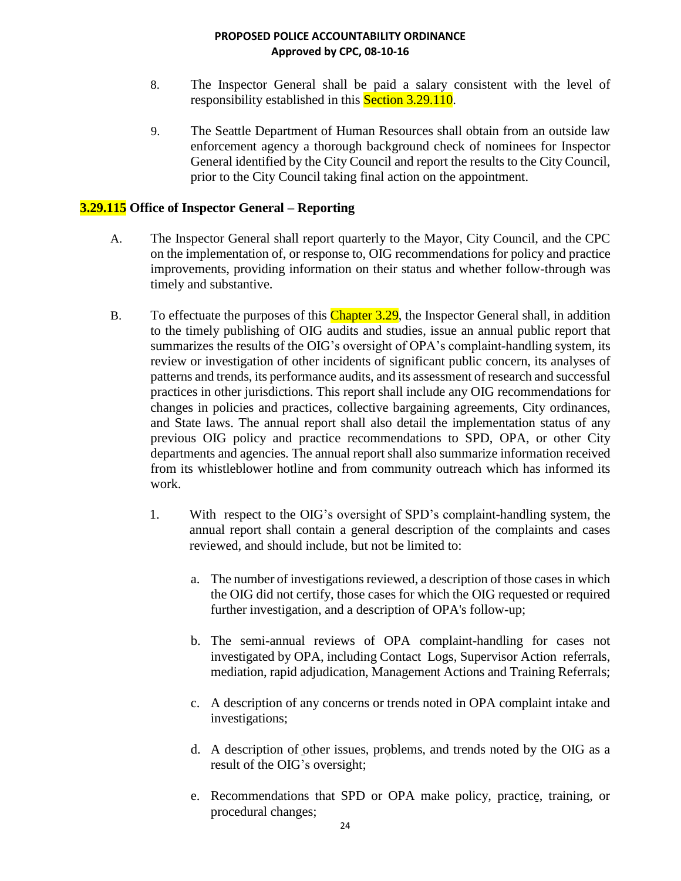8. The Inspector General shall be paid a salary consistent with the level of responsibility established in this Section 3.29.110.

9. The Seattle Department of Human Resources shall obtain from an outside law enforcement agency a thorough background check of nominees for Inspector General identified by the City Council and report the results to the City Council, prior to the City Council taking final action on the appointment.

## 3.29.115 Office of Inspector General – Reporting

A. The Inspector General shall report quarterly to the Mayor, City Council, and the CPC on the implementation of, or response to, OIG recommendations for policy and practice improvements, providing information on their status and whether follow-through was timely and substantive.

B. To effectuate the purposes of this Chapter 3.29, the Inspector General shall, in addition to the timely publishing of OIG audits and studies, issue an annual public report that summarizes the results of the OIG's oversight of OPA's complaint-handling system, its review or investigation of other incidents of significant public concern, its analyses of patterns and trends, its performance audits, and its assessment of research and successful practices in other jurisdictions. This report shall include any OIG recommendations for changes in policies and practices, collective bargaining agreements, City ordinances, and State laws. The annual report shall also detail the implementation status of any previous OIG policy and practice recommendations to SPD, OPA, or other City departments and agencies. The annual report shall also summarize information received from its whistleblower hotline and from community outreach which has informed its work.

   1. With respect to the OIG's oversight of SPD's complaint-handling system, the annual report shall contain a general description of the complaints and cases reviewed, and should include, but not be limited to:

      a. The number of investigations reviewed, a description of those cases in which the OIG did not certify, those cases for which the OIG requested or required further investigation, and a description of OPA's follow-up;

      b. The semi-annual reviews of OPA complaint-handling for cases not investigated by OPA, including Contact Logs, Supervisor Action referrals, mediation, rapid adjudication, Management Actions and Training Referrals;

      c. A description of any concerns or trends noted in OPA complaint intake and investigations;

      d. A description of other issues, problems, and trends noted by the OIG as a result of the OIG's oversight;

      e. Recommendations that SPD or OPA make policy, practice, training, or procedural changes;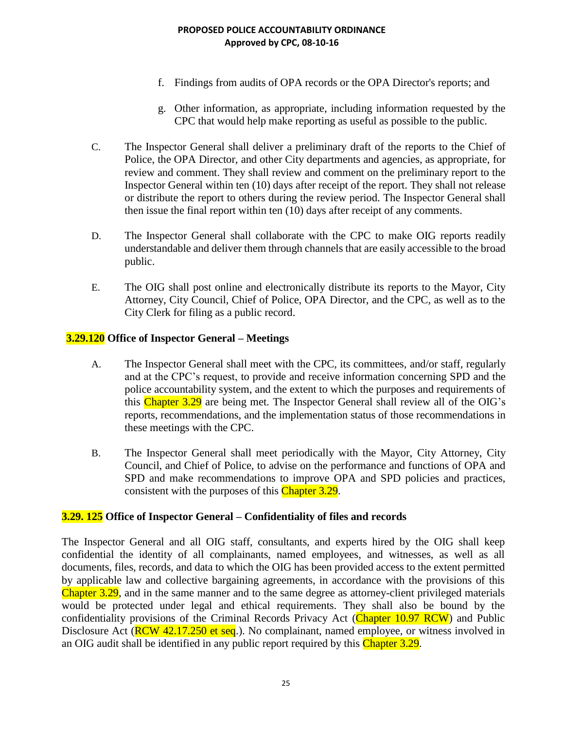f. Findings from audits of OPA records or the OPA Director's reports; and

g. Other information, as appropriate, including information requested by the CPC that would help make reporting as useful as possible to the public.

C. The Inspector General shall deliver a preliminary draft of the reports to the Chief of Police, the OPA Director, and other City departments and agencies, as appropriate, for review and comment. They shall review and comment on the preliminary report to the Inspector General within ten (10) days after receipt of the report. They shall not release or distribute the report to others during the review period. The Inspector General shall then issue the final report within ten (10) days after receipt of any comments.

D. The Inspector General shall collaborate with the CPC to make OIG reports readily understandable and deliver them through channels that are easily accessible to the broad public.

E. The OIG shall post online and electronically distribute its reports to the Mayor, City Attorney, City Council, Chief of Police, OPA Director, and the CPC, as well as to the City Clerk for filing as a public record.

### 3.29.120 Office of Inspector General – Meetings

A. The Inspector General shall meet with the CPC, its committees, and/or staff, regularly and at the CPC's request, to provide and receive information concerning SPD and the police accountability system, and the extent to which the purposes and requirements of this Chapter 3.29 are being met. The Inspector General shall review all of the OIG's reports, recommendations, and the implementation status of those recommendations in these meetings with the CPC.

B. The Inspector General shall meet periodically with the Mayor, City Attorney, City Council, and Chief of Police, to advise on the performance and functions of OPA and SPD and make recommendations to improve OPA and SPD policies and practices, consistent with the purposes of this Chapter 3.29.

### 3.29. 125 Office of Inspector General – Confidentiality of files and records

The Inspector General and all OIG staff, consultants, and experts hired by the OIG shall keep confidential the identity of all complainants, named employees, and witnesses, as well as all documents, files, records, and data to which the OIG has been provided access to the extent permitted by applicable law and collective bargaining agreements, in accordance with the provisions of this Chapter 3.29, and in the same manner and to the same degree as attorney-client privileged materials would be protected under legal and ethical requirements. They shall also be bound by the confidentiality provisions of the Criminal Records Privacy Act (Chapter 10.97 RCW) and Public Disclosure Act (RCW 42.17.250 et seq.). No complainant, named employee, or witness involved in an OIG audit shall be identified in any public report required by this Chapter 3.29.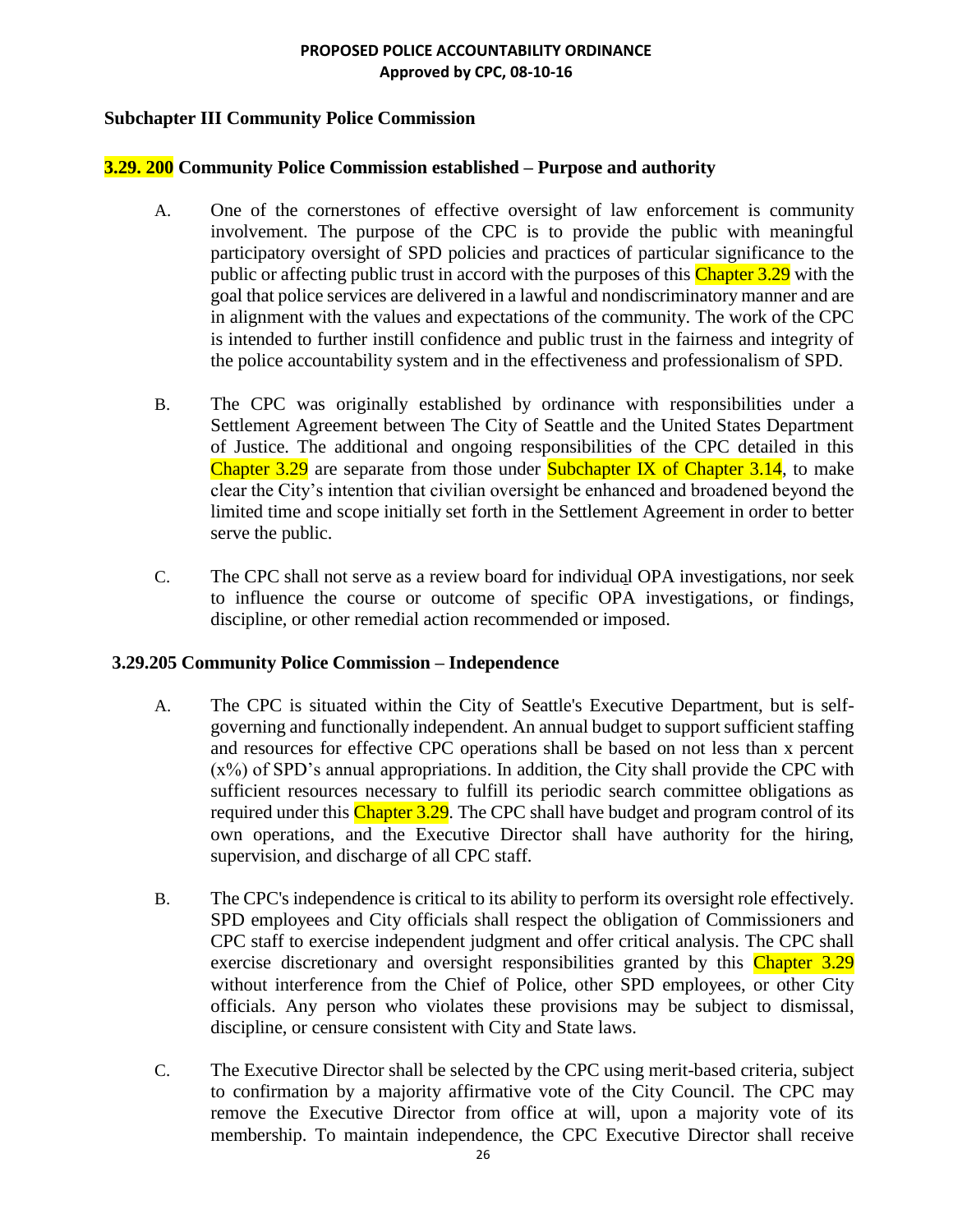## Subchapter III Community Police Commission

### 3.29. 200 Community Police Commission established – Purpose and authority

A. One of the cornerstones of effective oversight of law enforcement is community involvement. The purpose of the CPC is to provide the public with meaningful participatory oversight of SPD policies and practices of particular significance to the public or affecting public trust in accord with the purposes of this Chapter 3.29 with the goal that police services are delivered in a lawful and nondiscriminatory manner and are in alignment with the values and expectations of the community. The work of the CPC is intended to further instill confidence and public trust in the fairness and integrity of the police accountability system and in the effectiveness and professionalism of SPD.

B. The CPC was originally established by ordinance with responsibilities under a Settlement Agreement between The City of Seattle and the United States Department of Justice. The additional and ongoing responsibilities of the CPC detailed in this Chapter 3.29 are separate from those under Subchapter IX of Chapter 3.14, to make clear the City's intention that civilian oversight be enhanced and broadened beyond the limited time and scope initially set forth in the Settlement Agreement in order to better serve the public.

C. The CPC shall not serve as a review board for individual OPA investigations, nor seek to influence the course or outcome of specific OPA investigations, or findings, discipline, or other remedial action recommended or imposed.

### 3.29.205 Community Police Commission – Independence

A. The CPC is situated within the City of Seattle's Executive Department, but is self-governing and functionally independent. An annual budget to support sufficient staffing and resources for effective CPC operations shall be based on not less than x percent (x%) of SPD's annual appropriations. In addition, the City shall provide the CPC with sufficient resources necessary to fulfill its periodic search committee obligations as required under this Chapter 3.29. The CPC shall have budget and program control of its own operations, and the Executive Director shall have authority for the hiring, supervision, and discharge of all CPC staff.

B. The CPC's independence is critical to its ability to perform its oversight role effectively. SPD employees and City officials shall respect the obligation of Commissioners and CPC staff to exercise independent judgment and offer critical analysis. The CPC shall exercise discretionary and oversight responsibilities granted by this Chapter 3.29 without interference from the Chief of Police, other SPD employees, or other City officials. Any person who violates these provisions may be subject to dismissal, discipline, or censure consistent with City and State laws.

C. The Executive Director shall be selected by the CPC using merit-based criteria, subject to confirmation by a majority affirmative vote of the City Council. The CPC may remove the Executive Director from office at will, upon a majority vote of its membership. To maintain independence, the CPC Executive Director shall receive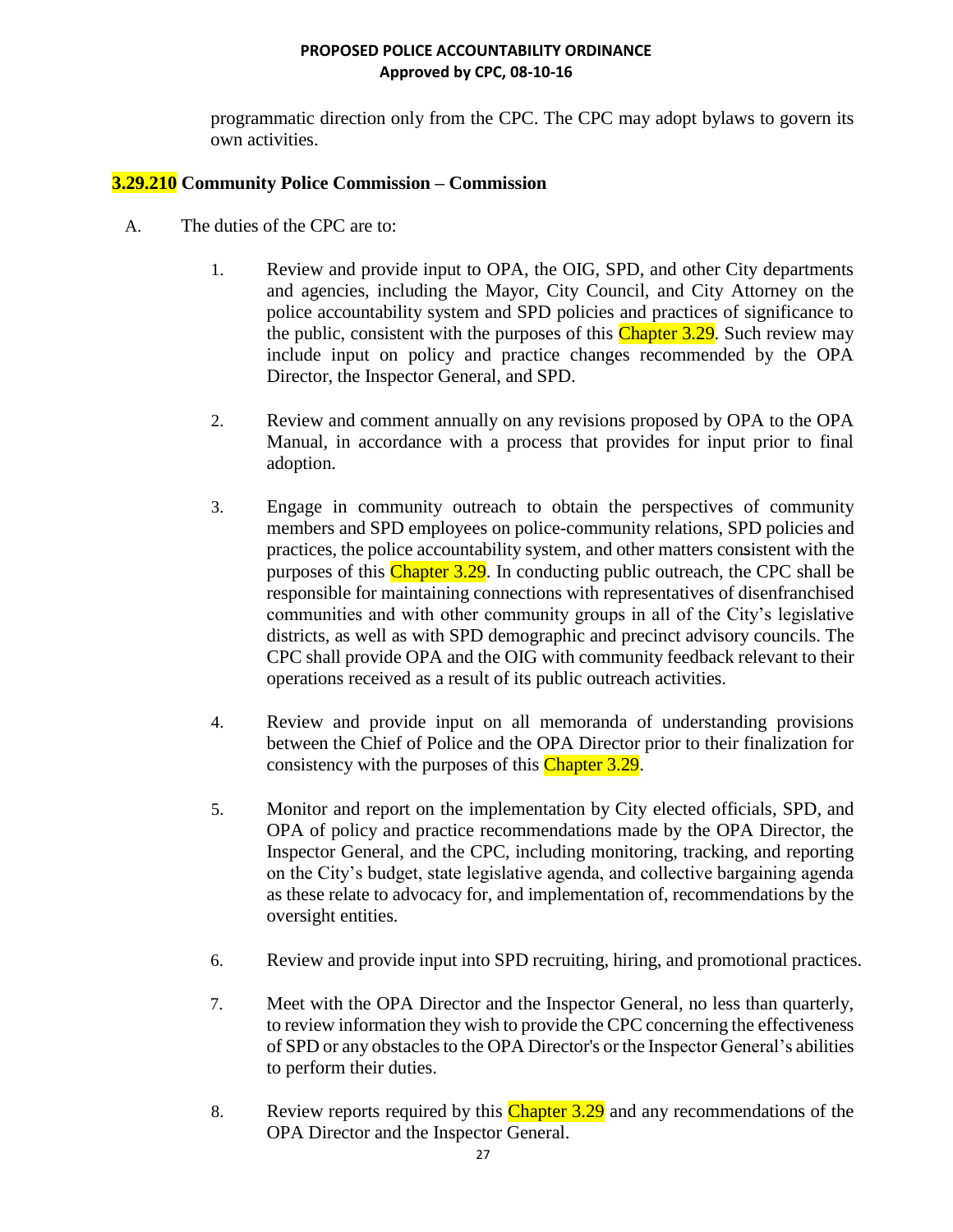programmatic direction only from the CPC. The CPC may adopt bylaws to govern its own activities.

### 3.29.210 Community Police Commission – Commission

A. The duties of the CPC are to:

1. Review and provide input to OPA, the OIG, SPD, and other City departments and agencies, including the Mayor, City Council, and City Attorney on the police accountability system and SPD policies and practices of significance to the public, consistent with the purposes of this Chapter 3.29. Such review may include input on policy and practice changes recommended by the OPA Director, the Inspector General, and SPD.

2. Review and comment annually on any revisions proposed by OPA to the OPA Manual, in accordance with a process that provides for input prior to final adoption.

3. Engage in community outreach to obtain the perspectives of community members and SPD employees on police-community relations, SPD policies and practices, the police accountability system, and other matters consistent with the purposes of this Chapter 3.29. In conducting public outreach, the CPC shall be responsible for maintaining connections with representatives of disenfranchised communities and with other community groups in all of the City's legislative districts, as well as with SPD demographic and precinct advisory councils. The CPC shall provide OPA and the OIG with community feedback relevant to their operations received as a result of its public outreach activities.

4. Review and provide input on all memoranda of understanding provisions between the Chief of Police and the OPA Director prior to their finalization for consistency with the purposes of this Chapter 3.29.

5. Monitor and report on the implementation by City elected officials, SPD, and OPA of policy and practice recommendations made by the OPA Director, the Inspector General, and the CPC, including monitoring, tracking, and reporting on the City's budget, state legislative agenda, and collective bargaining agenda as these relate to advocacy for, and implementation of, recommendations by the oversight entities.

6. Review and provide input into SPD recruiting, hiring, and promotional practices.

7. Meet with the OPA Director and the Inspector General, no less than quarterly, to review information they wish to provide the CPC concerning the effectiveness of SPD or any obstacles to the OPA Director's or the Inspector General's abilities to perform their duties.

8. Review reports required by this Chapter 3.29 and any recommendations of the OPA Director and the Inspector General.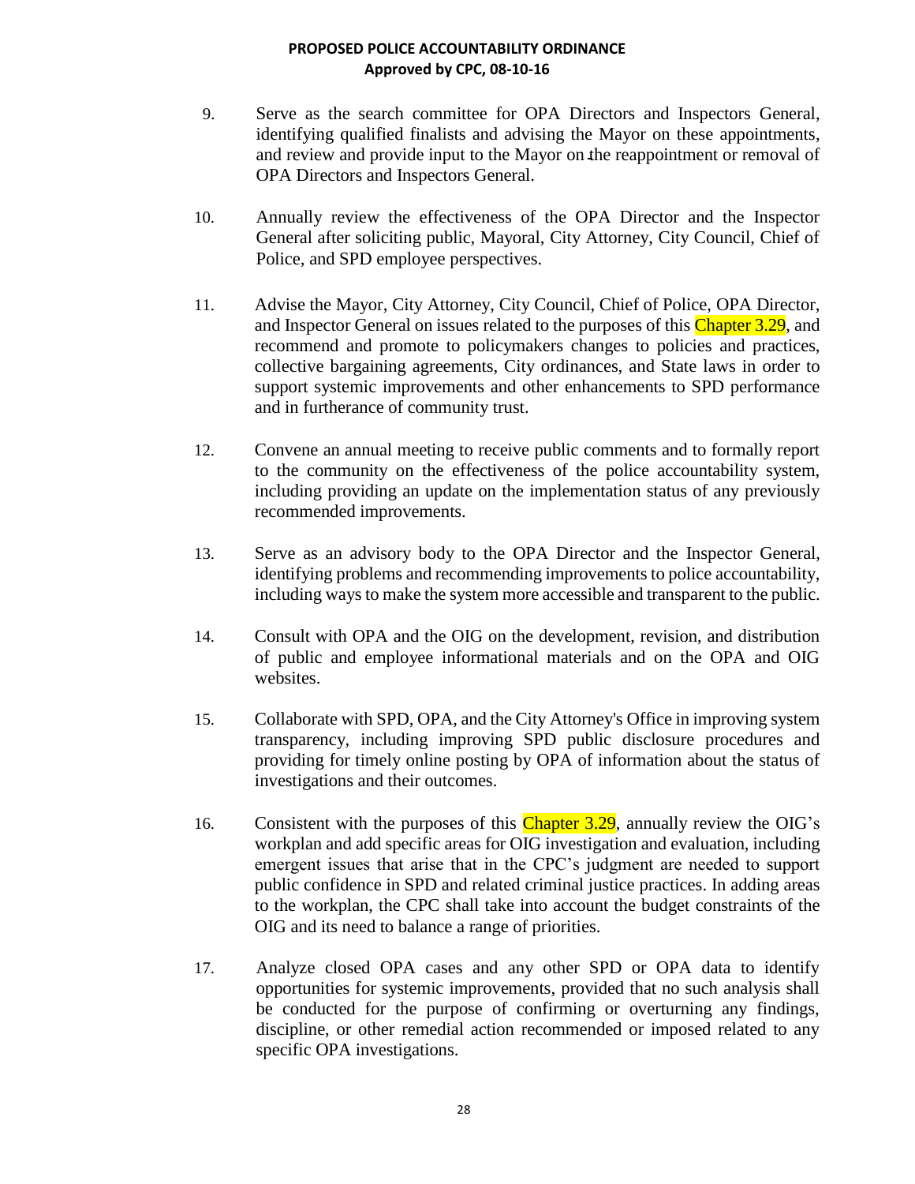9. Serve as the search committee for OPA Directors and Inspectors General, identifying qualified finalists and advising the Mayor on these appointments, and review and provide input to the Mayor on the reappointment or removal of OPA Directors and Inspectors General.

10. Annually review the effectiveness of the OPA Director and the Inspector General after soliciting public, Mayoral, City Attorney, City Council, Chief of Police, and SPD employee perspectives.

11. Advise the Mayor, City Attorney, City Council, Chief of Police, OPA Director, and Inspector General on issues related to the purposes of this Chapter 3.29, and recommend and promote to policymakers changes to policies and practices, collective bargaining agreements, City ordinances, and State laws in order to support systemic improvements and other enhancements to SPD performance and in furtherance of community trust.

12. Convene an annual meeting to receive public comments and to formally report to the community on the effectiveness of the police accountability system, including providing an update on the implementation status of any previously recommended improvements.

13. Serve as an advisory body to the OPA Director and the Inspector General, identifying problems and recommending improvements to police accountability, including ways to make the system more accessible and transparent to the public.

14. Consult with OPA and the OIG on the development, revision, and distribution of public and employee informational materials and on the OPA and OIG websites.

15. Collaborate with SPD, OPA, and the City Attorney's Office in improving system transparency, including improving SPD public disclosure procedures and providing for timely online posting by OPA of information about the status of investigations and their outcomes.

16. Consistent with the purposes of this Chapter 3.29, annually review the OIG's workplan and add specific areas for OIG investigation and evaluation, including emergent issues that arise that in the CPC's judgment are needed to support public confidence in SPD and related criminal justice practices. In adding areas to the workplan, the CPC shall take into account the budget constraints of the OIG and its need to balance a range of priorities.

17. Analyze closed OPA cases and any other SPD or OPA data to identify opportunities for systemic improvements, provided that no such analysis shall be conducted for the purpose of confirming or overturning any findings, discipline, or other remedial action recommended or imposed related to any specific OPA investigations.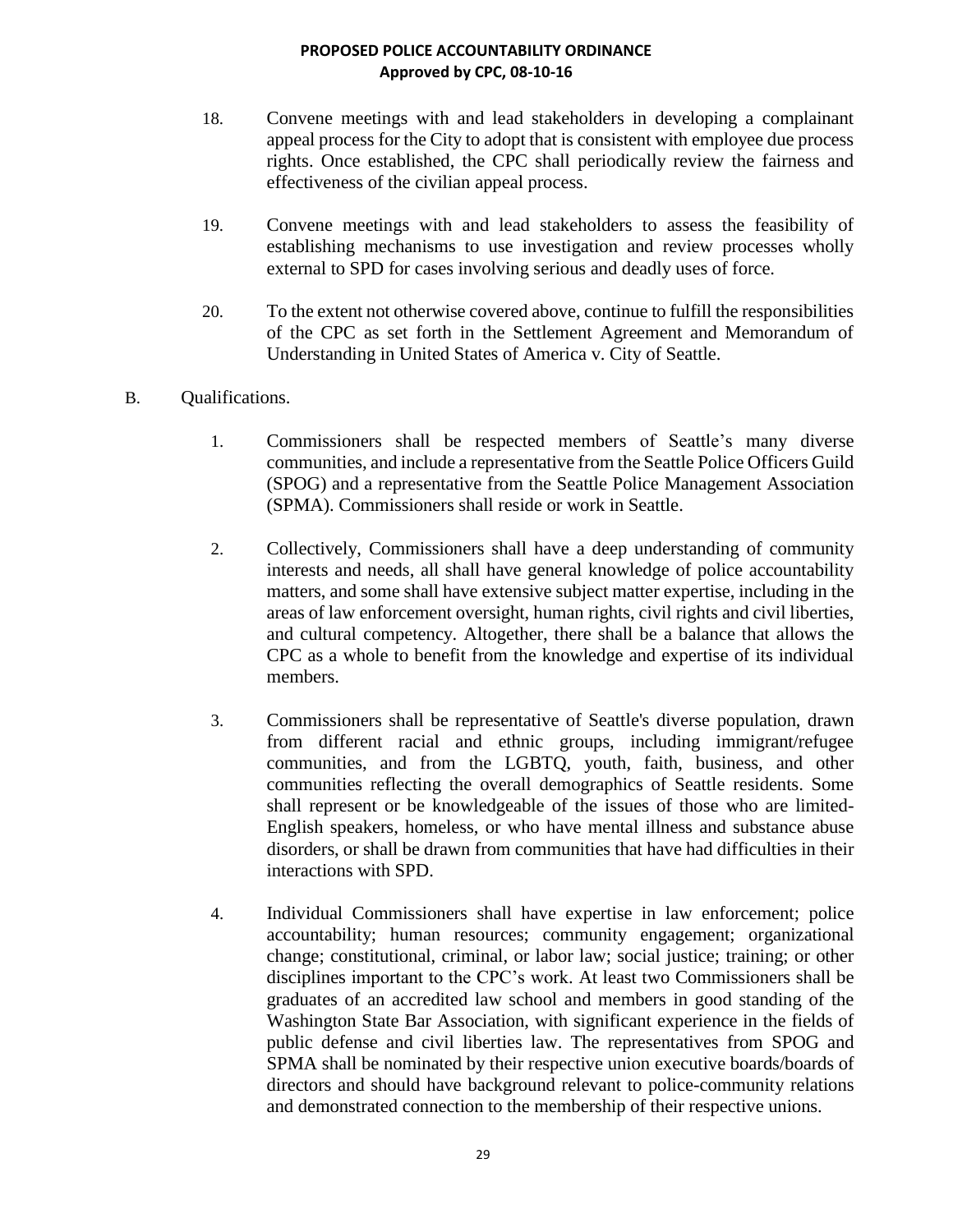18. Convene meetings with and lead stakeholders in developing a complainant appeal process for the City to adopt that is consistent with employee due process rights. Once established, the CPC shall periodically review the fairness and effectiveness of the civilian appeal process.

19. Convene meetings with and lead stakeholders to assess the feasibility of establishing mechanisms to use investigation and review processes wholly external to SPD for cases involving serious and deadly uses of force.

20. To the extent not otherwise covered above, continue to fulfill the responsibilities of the CPC as set forth in the Settlement Agreement and Memorandum of Understanding in United States of America v. City of Seattle.

B. Qualifications.

1. Commissioners shall be respected members of Seattle's many diverse communities, and include a representative from the Seattle Police Officers Guild (SPOG) and a representative from the Seattle Police Management Association (SPMA). Commissioners shall reside or work in Seattle.

2. Collectively, Commissioners shall have a deep understanding of community interests and needs, all shall have general knowledge of police accountability matters, and some shall have extensive subject matter expertise, including in the areas of law enforcement oversight, human rights, civil rights and civil liberties, and cultural competency. Altogether, there shall be a balance that allows the CPC as a whole to benefit from the knowledge and expertise of its individual members.

3. Commissioners shall be representative of Seattle's diverse population, drawn from different racial and ethnic groups, including immigrant/refugee communities, and from the LGBTQ, youth, faith, business, and other communities reflecting the overall demographics of Seattle residents. Some shall represent or be knowledgeable of the issues of those who are limited-English speakers, homeless, or who have mental illness and substance abuse disorders, or shall be drawn from communities that have had difficulties in their interactions with SPD.

4. Individual Commissioners shall have expertise in law enforcement; police accountability; human resources; community engagement; organizational change; constitutional, criminal, or labor law; social justice; training; or other disciplines important to the CPC's work. At least two Commissioners shall be graduates of an accredited law school and members in good standing of the Washington State Bar Association, with significant experience in the fields of public defense and civil liberties law. The representatives from SPOG and SPMA shall be nominated by their respective union executive boards/boards of directors and should have background relevant to police-community relations and demonstrated connection to the membership of their respective unions.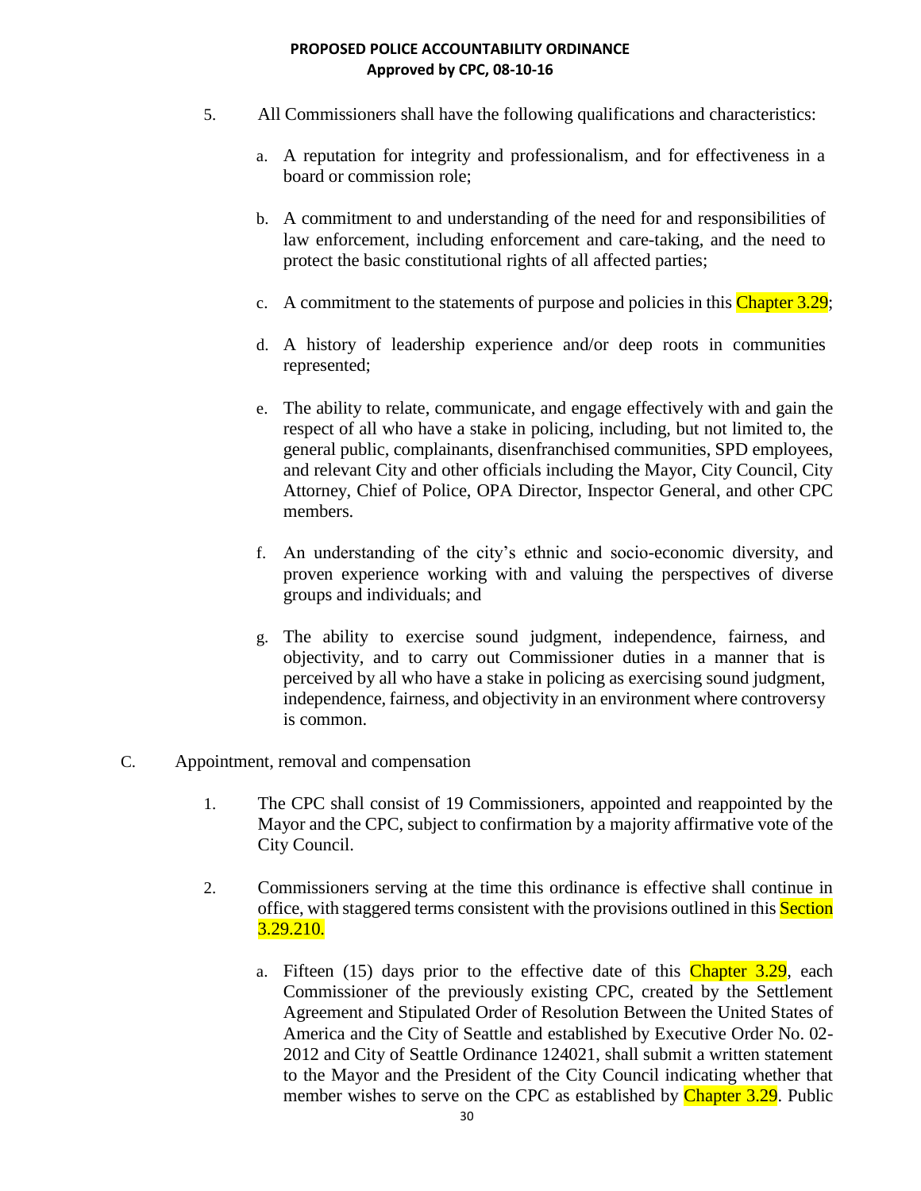5. All Commissioners shall have the following qualifications and characteristics:

   a. A reputation for integrity and professionalism, and for effectiveness in a board or commission role;

   b. A commitment to and understanding of the need for and responsibilities of law enforcement, including enforcement and care-taking, and the need to protect the basic constitutional rights of all affected parties;

   c. A commitment to the statements of purpose and policies in this Chapter 3.29;

   d. A history of leadership experience and/or deep roots in communities represented;

   e. The ability to relate, communicate, and engage effectively with and gain the respect of all who have a stake in policing, including, but not limited to, the general public, complainants, disenfranchised communities, SPD employees, and relevant City and other officials including the Mayor, City Council, City Attorney, Chief of Police, OPA Director, Inspector General, and other CPC members.

   f. An understanding of the city's ethnic and socio-economic diversity, and proven experience working with and valuing the perspectives of diverse groups and individuals; and

   g. The ability to exercise sound judgment, independence, fairness, and objectivity, and to carry out Commissioner duties in a manner that is perceived by all who have a stake in policing as exercising sound judgment, independence, fairness, and objectivity in an environment where controversy is common.

C. Appointment, removal and compensation

1. The CPC shall consist of 19 Commissioners, appointed and reappointed by the Mayor and the CPC, subject to confirmation by a majority affirmative vote of the City Council.

2. Commissioners serving at the time this ordinance is effective shall continue in office, with staggered terms consistent with the provisions outlined in this Section 3.29.210.

   a. Fifteen (15) days prior to the effective date of this Chapter 3.29, each Commissioner of the previously existing CPC, created by the Settlement Agreement and Stipulated Order of Resolution Between the United States of America and the City of Seattle and established by Executive Order No. 02-2012 and City of Seattle Ordinance 124021, shall submit a written statement to the Mayor and the President of the City Council indicating whether that member wishes to serve on the CPC as established by Chapter 3.29. Public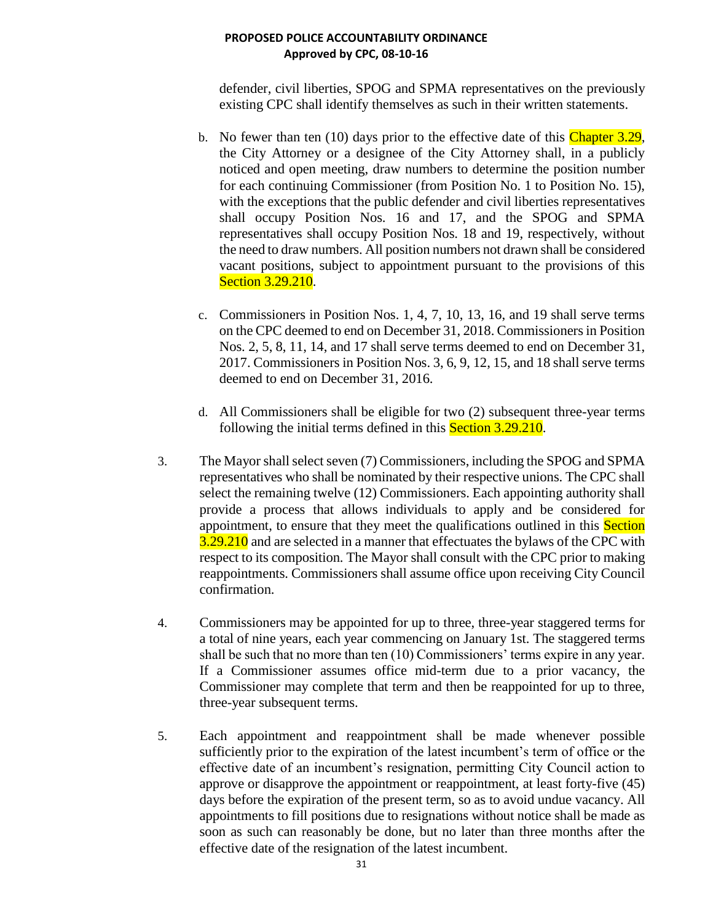defender, civil liberties, SPOG and SPMA representatives on the previously existing CPC shall identify themselves as such in their written statements.

b. No fewer than ten (10) days prior to the effective date of this Chapter 3.29, the City Attorney or a designee of the City Attorney shall, in a publicly noticed and open meeting, draw numbers to determine the position number for each continuing Commissioner (from Position No. 1 to Position No. 15), with the exceptions that the public defender and civil liberties representatives shall occupy Position Nos. 16 and 17, and the SPOG and SPMA representatives shall occupy Position Nos. 18 and 19, respectively, without the need to draw numbers. All position numbers not drawn shall be considered vacant positions, subject to appointment pursuant to the provisions of this Section 3.29.210.

c. Commissioners in Position Nos. 1, 4, 7, 10, 13, 16, and 19 shall serve terms on the CPC deemed to end on December 31, 2018. Commissioners in Position Nos. 2, 5, 8, 11, 14, and 17 shall serve terms deemed to end on December 31, 2017. Commissioners in Position Nos. 3, 6, 9, 12, 15, and 18 shall serve terms deemed to end on December 31, 2016.

d. All Commissioners shall be eligible for two (2) subsequent three-year terms following the initial terms defined in this Section 3.29.210.

3. The Mayor shall select seven (7) Commissioners, including the SPOG and SPMA representatives who shall be nominated by their respective unions. The CPC shall select the remaining twelve (12) Commissioners. Each appointing authority shall provide a process that allows individuals to apply and be considered for appointment, to ensure that they meet the qualifications outlined in this Section 3.29.210 and are selected in a manner that effectuates the bylaws of the CPC with respect to its composition. The Mayor shall consult with the CPC prior to making reappointments. Commissioners shall assume office upon receiving City Council confirmation.

4. Commissioners may be appointed for up to three, three-year staggered terms for a total of nine years, each year commencing on January 1st. The staggered terms shall be such that no more than ten (10) Commissioners' terms expire in any year. If a Commissioner assumes office mid-term due to a prior vacancy, the Commissioner may complete that term and then be reappointed for up to three, three-year subsequent terms.

5. Each appointment and reappointment shall be made whenever possible sufficiently prior to the expiration of the latest incumbent's term of office or the effective date of an incumbent's resignation, permitting City Council action to approve or disapprove the appointment or reappointment, at least forty-five (45) days before the expiration of the present term, so as to avoid undue vacancy. All appointments to fill positions due to resignations without notice shall be made as soon as such can reasonably be done, but no later than three months after the effective date of the resignation of the latest incumbent.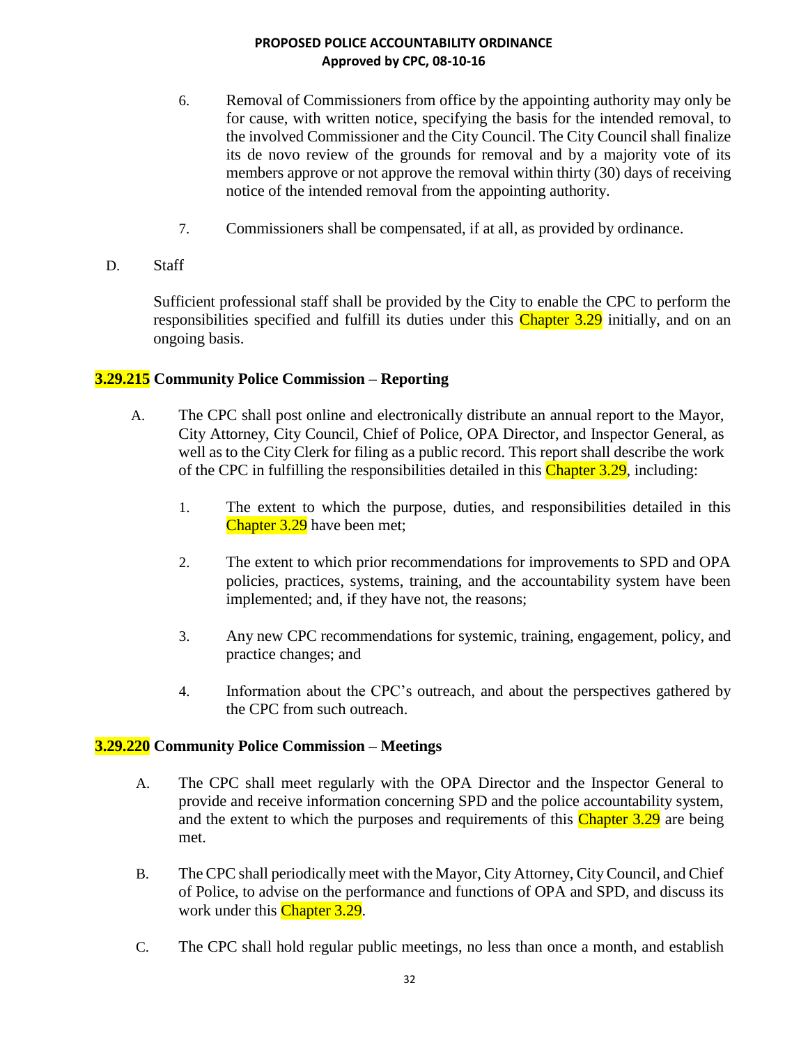6. Removal of Commissioners from office by the appointing authority may only be for cause, with written notice, specifying the basis for the intended removal, to the involved Commissioner and the City Council. The City Council shall finalize its de novo review of the grounds for removal and by a majority vote of its members approve or not approve the removal within thirty (30) days of receiving notice of the intended removal from the appointing authority.

7. Commissioners shall be compensated, if at all, as provided by ordinance.

D. Staff

Sufficient professional staff shall be provided by the City to enable the CPC to perform the responsibilities specified and fulfill its duties under this Chapter 3.29 initially, and on an ongoing basis.

**3.29.215 Community Police Commission – Reporting**

A. The CPC shall post online and electronically distribute an annual report to the Mayor, City Attorney, City Council, Chief of Police, OPA Director, and Inspector General, as well as to the City Clerk for filing as a public record. This report shall describe the work of the CPC in fulfilling the responsibilities detailed in this Chapter 3.29, including:

1. The extent to which the purpose, duties, and responsibilities detailed in this Chapter 3.29 have been met;

2. The extent to which prior recommendations for improvements to SPD and OPA policies, practices, systems, training, and the accountability system have been implemented; and, if they have not, the reasons;

3. Any new CPC recommendations for systemic, training, engagement, policy, and practice changes; and

4. Information about the CPC's outreach, and about the perspectives gathered by the CPC from such outreach.

**3.29.220 Community Police Commission – Meetings**

A. The CPC shall meet regularly with the OPA Director and the Inspector General to provide and receive information concerning SPD and the police accountability system, and the extent to which the purposes and requirements of this Chapter 3.29 are being met.

B. The CPC shall periodically meet with the Mayor, City Attorney, City Council, and Chief of Police, to advise on the performance and functions of OPA and SPD, and discuss its work under this Chapter 3.29.

C. The CPC shall hold regular public meetings, no less than once a month, and establish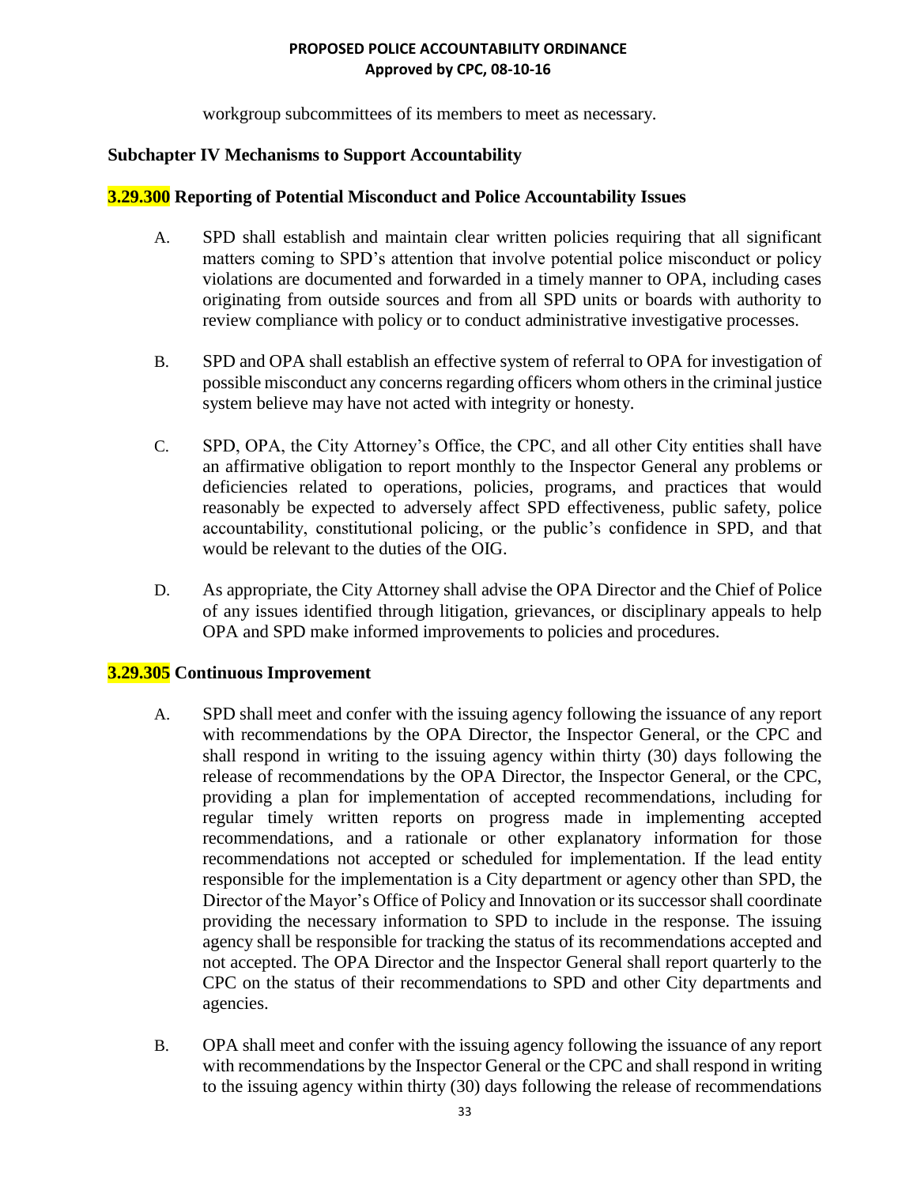workgroup subcommittees of its members to meet as necessary.

## Subchapter IV Mechanisms to Support Accountability

### 3.29.300 Reporting of Potential Misconduct and Police Accountability Issues

A. SPD shall establish and maintain clear written policies requiring that all significant matters coming to SPD's attention that involve potential police misconduct or policy violations are documented and forwarded in a timely manner to OPA, including cases originating from outside sources and from all SPD units or boards with authority to review compliance with policy or to conduct administrative investigative processes.

B. SPD and OPA shall establish an effective system of referral to OPA for investigation of possible misconduct any concerns regarding officers whom others in the criminal justice system believe may have not acted with integrity or honesty.

C. SPD, OPA, the City Attorney's Office, the CPC, and all other City entities shall have an affirmative obligation to report monthly to the Inspector General any problems or deficiencies related to operations, policies, programs, and practices that would reasonably be expected to adversely affect SPD effectiveness, public safety, police accountability, constitutional policing, or the public's confidence in SPD, and that would be relevant to the duties of the OIG.

D. As appropriate, the City Attorney shall advise the OPA Director and the Chief of Police of any issues identified through litigation, grievances, or disciplinary appeals to help OPA and SPD make informed improvements to policies and procedures.

### 3.29.305 Continuous Improvement

A. SPD shall meet and confer with the issuing agency following the issuance of any report with recommendations by the OPA Director, the Inspector General, or the CPC and shall respond in writing to the issuing agency within thirty (30) days following the release of recommendations by the OPA Director, the Inspector General, or the CPC, providing a plan for implementation of accepted recommendations, including for regular timely written reports on progress made in implementing accepted recommendations, and a rationale or other explanatory information for those recommendations not accepted or scheduled for implementation. If the lead entity responsible for the implementation is a City department or agency other than SPD, the Director of the Mayor's Office of Policy and Innovation or its successor shall coordinate providing the necessary information to SPD to include in the response. The issuing agency shall be responsible for tracking the status of its recommendations accepted and not accepted. The OPA Director and the Inspector General shall report quarterly to the CPC on the status of their recommendations to SPD and other City departments and agencies.

B. OPA shall meet and confer with the issuing agency following the issuance of any report with recommendations by the Inspector General or the CPC and shall respond in writing to the issuing agency within thirty (30) days following the release of recommendations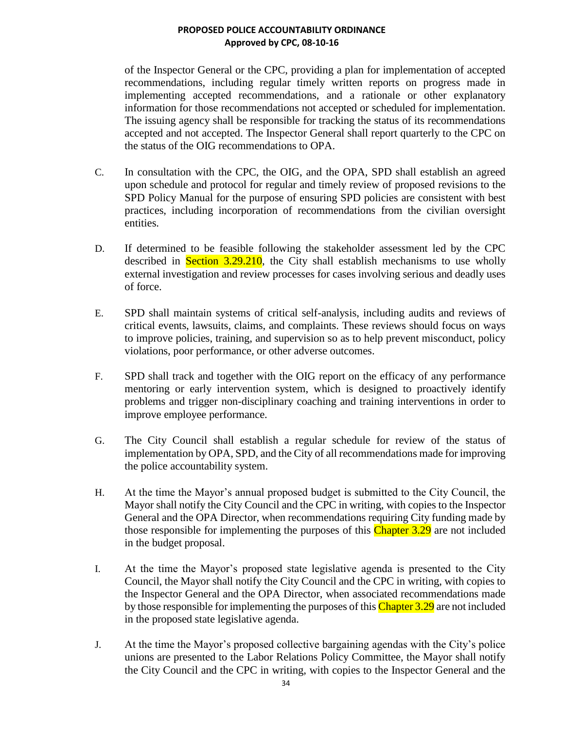of the Inspector General or the CPC, providing a plan for implementation of accepted recommendations, including regular timely written reports on progress made in implementing accepted recommendations, and a rationale or other explanatory information for those recommendations not accepted or scheduled for implementation. The issuing agency shall be responsible for tracking the status of its recommendations accepted and not accepted. The Inspector General shall report quarterly to the CPC on the status of the OIG recommendations to OPA.

C. In consultation with the CPC, the OIG, and the OPA, SPD shall establish an agreed upon schedule and protocol for regular and timely review of proposed revisions to the SPD Policy Manual for the purpose of ensuring SPD policies are consistent with best practices, including incorporation of recommendations from the civilian oversight entities.

D. If determined to be feasible following the stakeholder assessment led by the CPC described in Section 3.29.210, the City shall establish mechanisms to use wholly external investigation and review processes for cases involving serious and deadly uses of force.

E. SPD shall maintain systems of critical self-analysis, including audits and reviews of critical events, lawsuits, claims, and complaints. These reviews should focus on ways to improve policies, training, and supervision so as to help prevent misconduct, policy violations, poor performance, or other adverse outcomes.

F. SPD shall track and together with the OIG report on the efficacy of any performance mentoring or early intervention system, which is designed to proactively identify problems and trigger non-disciplinary coaching and training interventions in order to improve employee performance.

G. The City Council shall establish a regular schedule for review of the status of implementation by OPA, SPD, and the City of all recommendations made for improving the police accountability system.

H. At the time the Mayor's annual proposed budget is submitted to the City Council, the Mayor shall notify the City Council and the CPC in writing, with copies to the Inspector General and the OPA Director, when recommendations requiring City funding made by those responsible for implementing the purposes of this Chapter 3.29 are not included in the budget proposal.

I. At the time the Mayor's proposed state legislative agenda is presented to the City Council, the Mayor shall notify the City Council and the CPC in writing, with copies to the Inspector General and the OPA Director, when associated recommendations made by those responsible for implementing the purposes of this Chapter 3.29 are not included in the proposed state legislative agenda.

J. At the time the Mayor's proposed collective bargaining agendas with the City's police unions are presented to the Labor Relations Policy Committee, the Mayor shall notify the City Council and the CPC in writing, with copies to the Inspector General and the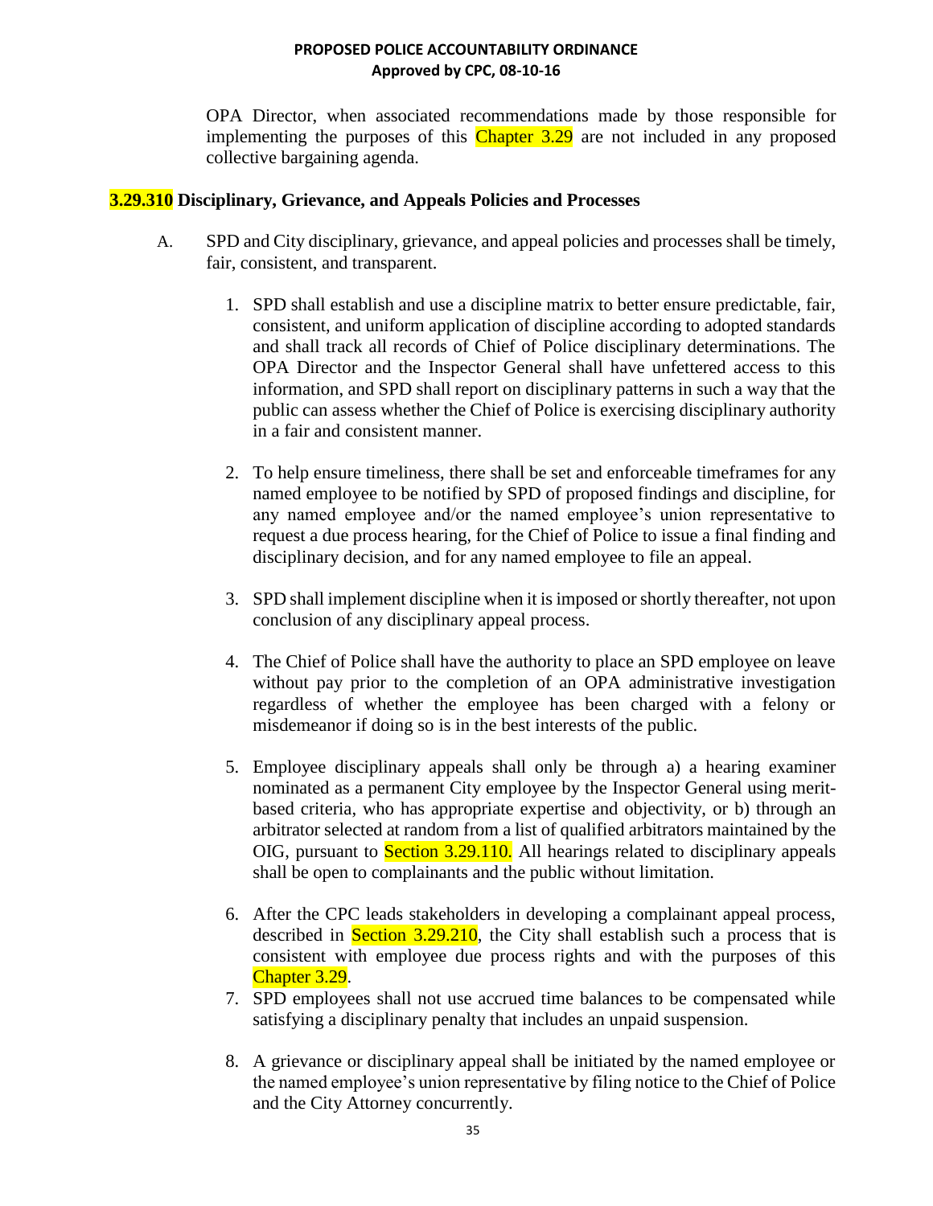OPA Director, when associated recommendations made by those responsible for implementing the purposes of this Chapter 3.29 are not included in any proposed collective bargaining agenda.

**3.29.310 Disciplinary, Grievance, and Appeals Policies and Processes**

A. SPD and City disciplinary, grievance, and appeal policies and processes shall be timely, fair, consistent, and transparent.

1. SPD shall establish and use a discipline matrix to better ensure predictable, fair, consistent, and uniform application of discipline according to adopted standards and shall track all records of Chief of Police disciplinary determinations. The OPA Director and the Inspector General shall have unfettered access to this information, and SPD shall report on disciplinary patterns in such a way that the public can assess whether the Chief of Police is exercising disciplinary authority in a fair and consistent manner.

2. To help ensure timeliness, there shall be set and enforceable timeframes for any named employee to be notified by SPD of proposed findings and discipline, for any named employee and/or the named employee's union representative to request a due process hearing, for the Chief of Police to issue a final finding and disciplinary decision, and for any named employee to file an appeal.

3. SPD shall implement discipline when it is imposed or shortly thereafter, not upon conclusion of any disciplinary appeal process.

4. The Chief of Police shall have the authority to place an SPD employee on leave without pay prior to the completion of an OPA administrative investigation regardless of whether the employee has been charged with a felony or misdemeanor if doing so is in the best interests of the public.

5. Employee disciplinary appeals shall only be through a) a hearing examiner nominated as a permanent City employee by the Inspector General using merit-based criteria, who has appropriate expertise and objectivity, or b) through an arbitrator selected at random from a list of qualified arbitrators maintained by the OIG, pursuant to Section 3.29.110. All hearings related to disciplinary appeals shall be open to complainants and the public without limitation.

6. After the CPC leads stakeholders in developing a complainant appeal process, described in Section 3.29.210, the City shall establish such a process that is consistent with employee due process rights and with the purposes of this Chapter 3.29.

7. SPD employees shall not use accrued time balances to be compensated while satisfying a disciplinary penalty that includes an unpaid suspension.

8. A grievance or disciplinary appeal shall be initiated by the named employee or the named employee's union representative by filing notice to the Chief of Police and the City Attorney concurrently.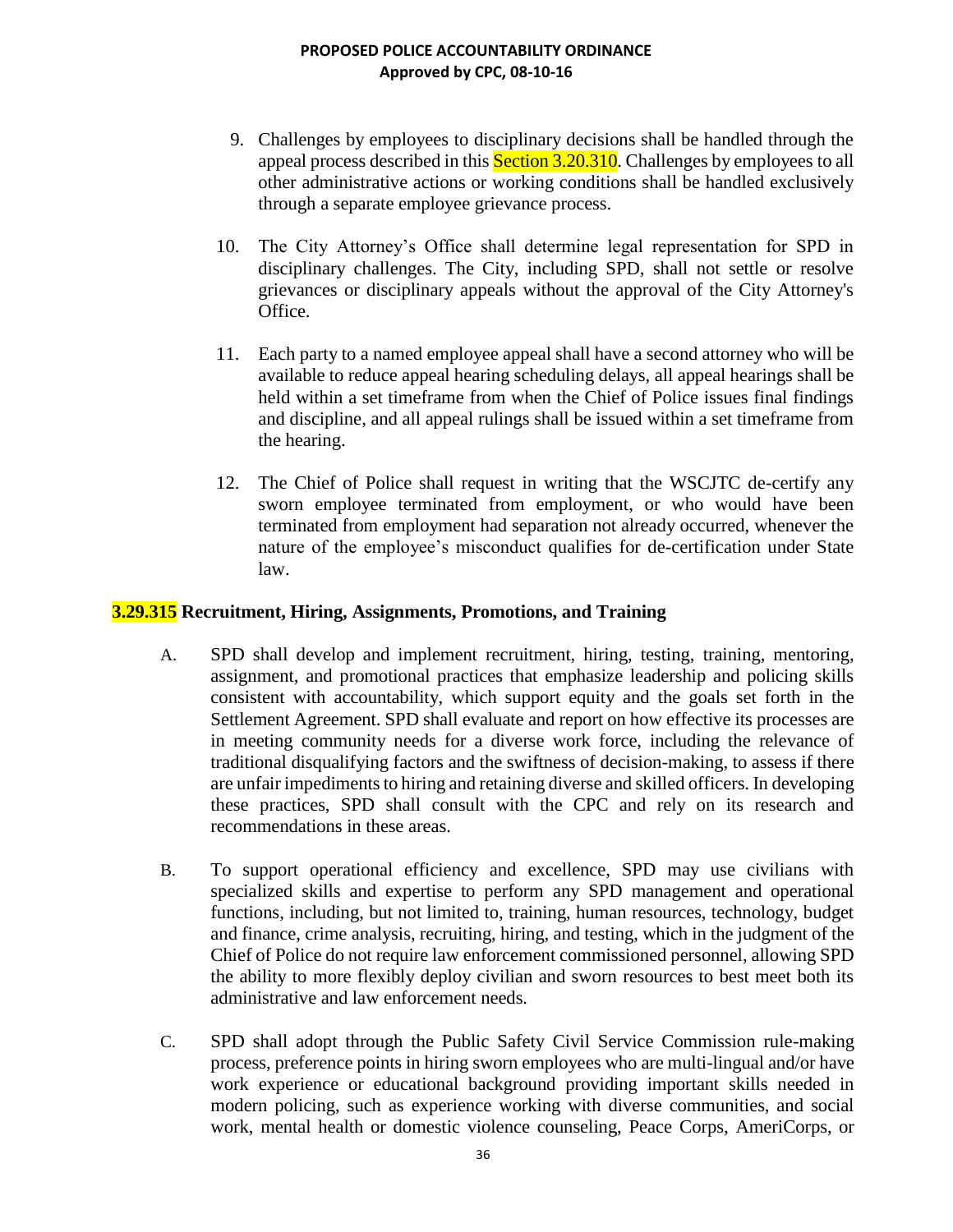9. Challenges by employees to disciplinary decisions shall be handled through the appeal process described in this Section 3.20.310. Challenges by employees to all other administrative actions or working conditions shall be handled exclusively through a separate employee grievance process.

10. The City Attorney's Office shall determine legal representation for SPD in disciplinary challenges. The City, including SPD, shall not settle or resolve grievances or disciplinary appeals without the approval of the City Attorney's Office.

11. Each party to a named employee appeal shall have a second attorney who will be available to reduce appeal hearing scheduling delays, all appeal hearings shall be held within a set timeframe from when the Chief of Police issues final findings and discipline, and all appeal rulings shall be issued within a set timeframe from the hearing.

12. The Chief of Police shall request in writing that the WSCJTC de-certify any sworn employee terminated from employment, or who would have been terminated from employment had separation not already occurred, whenever the nature of the employee's misconduct qualifies for de-certification under State law.

## 3.29.315 Recruitment, Hiring, Assignments, Promotions, and Training

A. SPD shall develop and implement recruitment, hiring, testing, training, mentoring, assignment, and promotional practices that emphasize leadership and policing skills consistent with accountability, which support equity and the goals set forth in the Settlement Agreement. SPD shall evaluate and report on how effective its processes are in meeting community needs for a diverse work force, including the relevance of traditional disqualifying factors and the swiftness of decision-making, to assess if there are unfair impediments to hiring and retaining diverse and skilled officers. In developing these practices, SPD shall consult with the CPC and rely on its research and recommendations in these areas.

B. To support operational efficiency and excellence, SPD may use civilians with specialized skills and expertise to perform any SPD management and operational functions, including, but not limited to, training, human resources, technology, budget and finance, crime analysis, recruiting, hiring, and testing, which in the judgment of the Chief of Police do not require law enforcement commissioned personnel, allowing SPD the ability to more flexibly deploy civilian and sworn resources to best meet both its administrative and law enforcement needs.

C. SPD shall adopt through the Public Safety Civil Service Commission rule-making process, preference points in hiring sworn employees who are multi-lingual and/or have work experience or educational background providing important skills needed in modern policing, such as experience working with diverse communities, and social work, mental health or domestic violence counseling, Peace Corps, AmeriCorps, or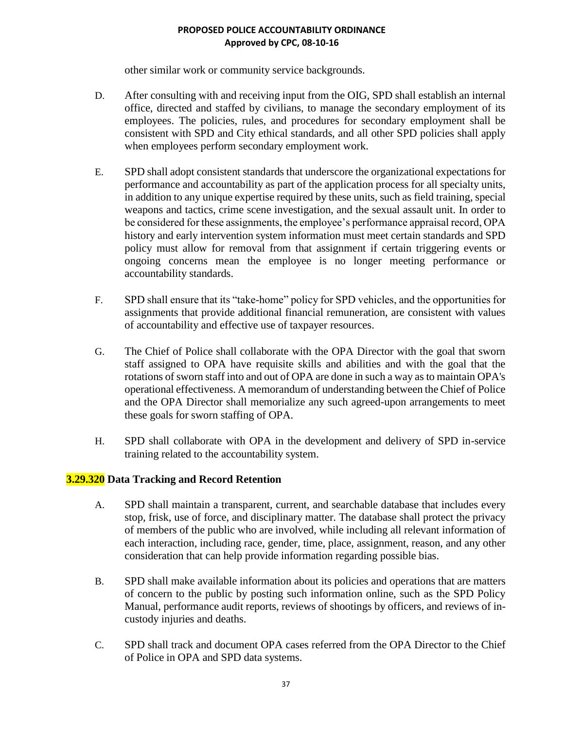other similar work or community service backgrounds.

D. After consulting with and receiving input from the OIG, SPD shall establish an internal office, directed and staffed by civilians, to manage the secondary employment of its employees. The policies, rules, and procedures for secondary employment shall be consistent with SPD and City ethical standards, and all other SPD policies shall apply when employees perform secondary employment work.

E. SPD shall adopt consistent standards that underscore the organizational expectations for performance and accountability as part of the application process for all specialty units, in addition to any unique expertise required by these units, such as field training, special weapons and tactics, crime scene investigation, and the sexual assault unit. In order to be considered for these assignments, the employee's performance appraisal record, OPA history and early intervention system information must meet certain standards and SPD policy must allow for removal from that assignment if certain triggering events or ongoing concerns mean the employee is no longer meeting performance or accountability standards.

F. SPD shall ensure that its "take-home" policy for SPD vehicles, and the opportunities for assignments that provide additional financial remuneration, are consistent with values of accountability and effective use of taxpayer resources.

G. The Chief of Police shall collaborate with the OPA Director with the goal that sworn staff assigned to OPA have requisite skills and abilities and with the goal that the rotations of sworn staff into and out of OPA are done in such a way as to maintain OPA's operational effectiveness. A memorandum of understanding between the Chief of Police and the OPA Director shall memorialize any such agreed-upon arrangements to meet these goals for sworn staffing of OPA.

H. SPD shall collaborate with OPA in the development and delivery of SPD in-service training related to the accountability system.

## 3.29.320 Data Tracking and Record Retention

A. SPD shall maintain a transparent, current, and searchable database that includes every stop, frisk, use of force, and disciplinary matter. The database shall protect the privacy of members of the public who are involved, while including all relevant information of each interaction, including race, gender, time, place, assignment, reason, and any other consideration that can help provide information regarding possible bias.

B. SPD shall make available information about its policies and operations that are matters of concern to the public by posting such information online, such as the SPD Policy Manual, performance audit reports, reviews of shootings by officers, and reviews of in-custody injuries and deaths.

C. SPD shall track and document OPA cases referred from the OPA Director to the Chief of Police in OPA and SPD data systems.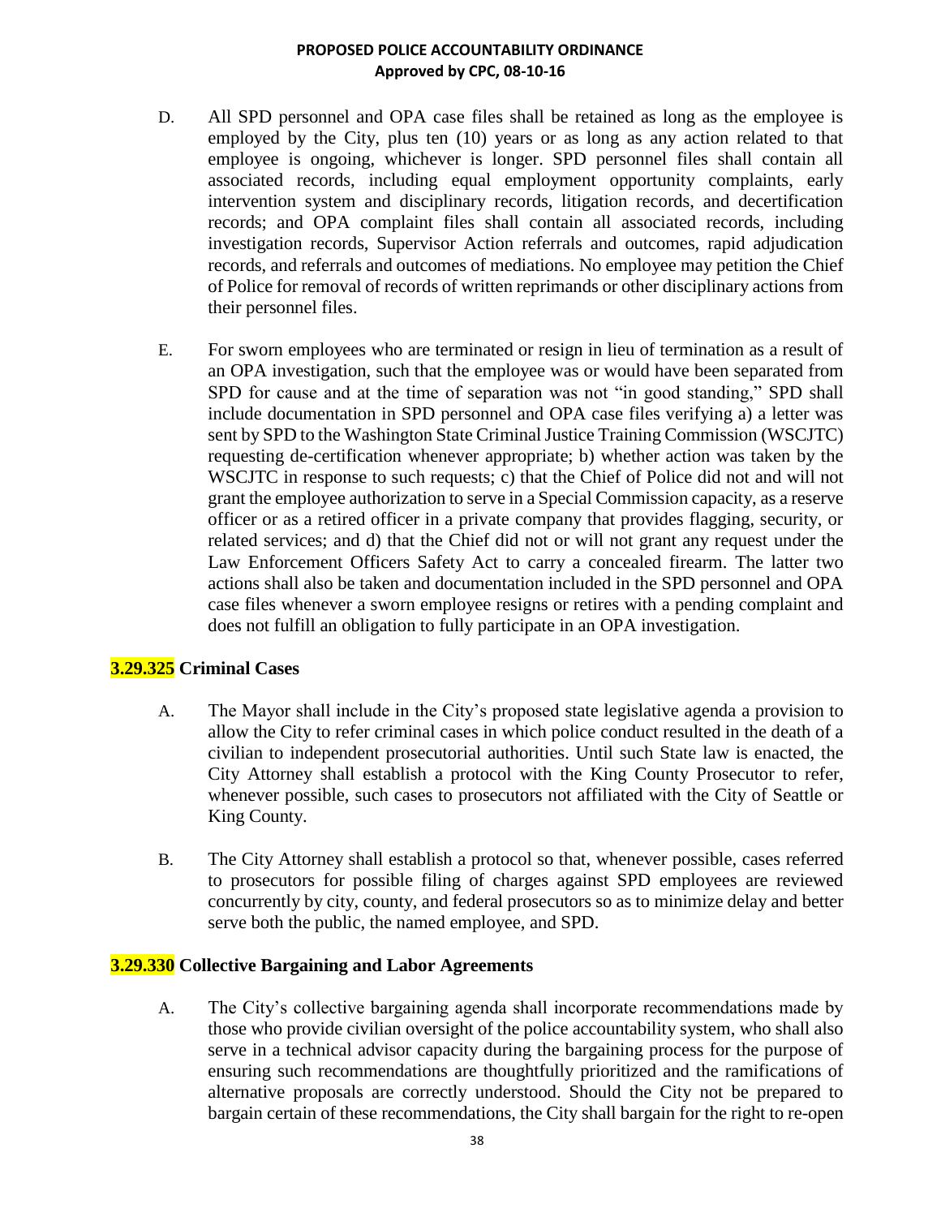D. All SPD personnel and OPA case files shall be retained as long as the employee is employed by the City, plus ten (10) years or as long as any action related to that employee is ongoing, whichever is longer. SPD personnel files shall contain all associated records, including equal employment opportunity complaints, early intervention system and disciplinary records, litigation records, and decertification records; and OPA complaint files shall contain all associated records, including investigation records, Supervisor Action referrals and outcomes, rapid adjudication records, and referrals and outcomes of mediations. No employee may petition the Chief of Police for removal of records of written reprimands or other disciplinary actions from their personnel files.

E. For sworn employees who are terminated or resign in lieu of termination as a result of an OPA investigation, such that the employee was or would have been separated from SPD for cause and at the time of separation was not "in good standing," SPD shall include documentation in SPD personnel and OPA case files verifying a) a letter was sent by SPD to the Washington State Criminal Justice Training Commission (WSCJTC) requesting de-certification whenever appropriate; b) whether action was taken by the WSCJTC in response to such requests; c) that the Chief of Police did not and will not grant the employee authorization to serve in a Special Commission capacity, as a reserve officer or as a retired officer in a private company that provides flagging, security, or related services; and d) that the Chief did not or will not grant any request under the Law Enforcement Officers Safety Act to carry a concealed firearm. The latter two actions shall also be taken and documentation included in the SPD personnel and OPA case files whenever a sworn employee resigns or retires with a pending complaint and does not fulfill an obligation to fully participate in an OPA investigation.

### 3.29.325 Criminal Cases

A. The Mayor shall include in the City's proposed state legislative agenda a provision to allow the City to refer criminal cases in which police conduct resulted in the death of a civilian to independent prosecutorial authorities. Until such State law is enacted, the City Attorney shall establish a protocol with the King County Prosecutor to refer, whenever possible, such cases to prosecutors not affiliated with the City of Seattle or King County.

B. The City Attorney shall establish a protocol so that, whenever possible, cases referred to prosecutors for possible filing of charges against SPD employees are reviewed concurrently by city, county, and federal prosecutors so as to minimize delay and better serve both the public, the named employee, and SPD.

### 3.29.330 Collective Bargaining and Labor Agreements

A. The City's collective bargaining agenda shall incorporate recommendations made by those who provide civilian oversight of the police accountability system, who shall also serve in a technical advisor capacity during the bargaining process for the purpose of ensuring such recommendations are thoughtfully prioritized and the ramifications of alternative proposals are correctly understood. Should the City not be prepared to bargain certain of these recommendations, the City shall bargain for the right to re-open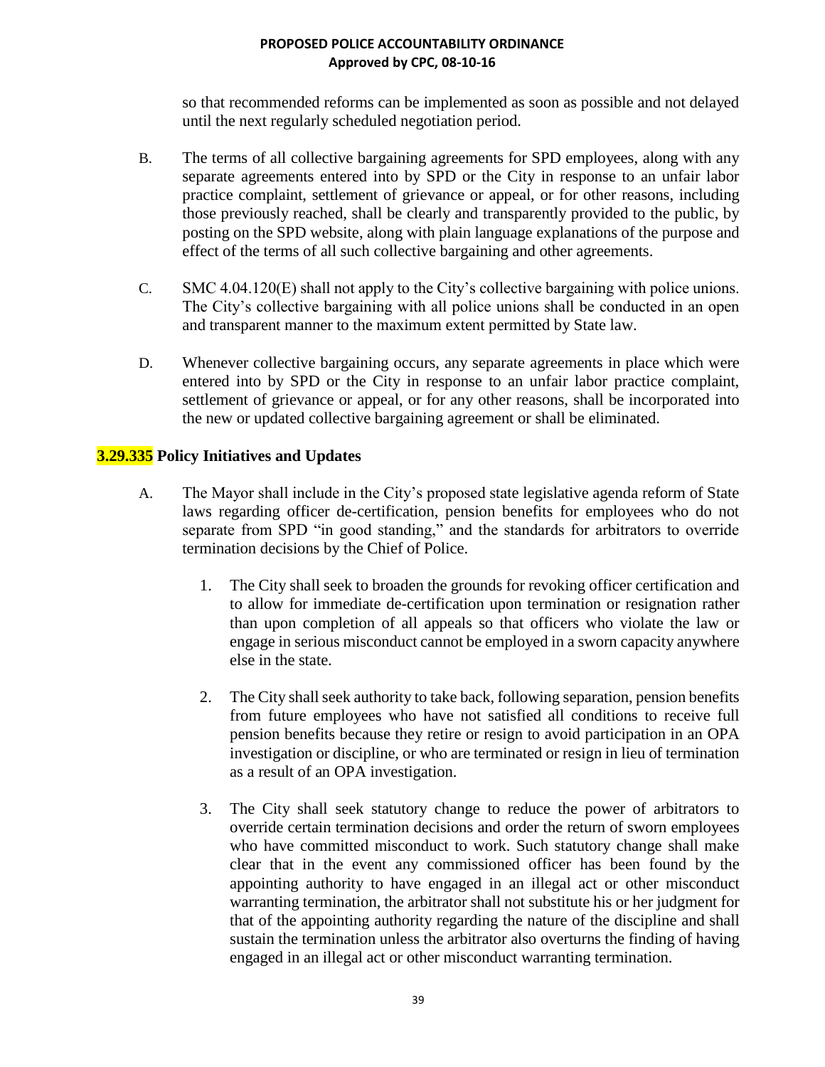so that recommended reforms can be implemented as soon as possible and not delayed until the next regularly scheduled negotiation period.

B. The terms of all collective bargaining agreements for SPD employees, along with any separate agreements entered into by SPD or the City in response to an unfair labor practice complaint, settlement of grievance or appeal, or for other reasons, including those previously reached, shall be clearly and transparently provided to the public, by posting on the SPD website, along with plain language explanations of the purpose and effect of the terms of all such collective bargaining and other agreements.

C. SMC 4.04.120(E) shall not apply to the City's collective bargaining with police unions. The City's collective bargaining with all police unions shall be conducted in an open and transparent manner to the maximum extent permitted by State law.

D. Whenever collective bargaining occurs, any separate agreements in place which were entered into by SPD or the City in response to an unfair labor practice complaint, settlement of grievance or appeal, or for any other reasons, shall be incorporated into the new or updated collective bargaining agreement or shall be eliminated.

### 3.29.335 Policy Initiatives and Updates

A. The Mayor shall include in the City's proposed state legislative agenda reform of State laws regarding officer de-certification, pension benefits for employees who do not separate from SPD "in good standing," and the standards for arbitrators to override termination decisions by the Chief of Police.

1. The City shall seek to broaden the grounds for revoking officer certification and to allow for immediate de-certification upon termination or resignation rather than upon completion of all appeals so that officers who violate the law or engage in serious misconduct cannot be employed in a sworn capacity anywhere else in the state.

2. The City shall seek authority to take back, following separation, pension benefits from future employees who have not satisfied all conditions to receive full pension benefits because they retire or resign to avoid participation in an OPA investigation or discipline, or who are terminated or resign in lieu of termination as a result of an OPA investigation.

3. The City shall seek statutory change to reduce the power of arbitrators to override certain termination decisions and order the return of sworn employees who have committed misconduct to work. Such statutory change shall make clear that in the event any commissioned officer has been found by the appointing authority to have engaged in an illegal act or other misconduct warranting termination, the arbitrator shall not substitute his or her judgment for that of the appointing authority regarding the nature of the discipline and shall sustain the termination unless the arbitrator also overturns the finding of having engaged in an illegal act or other misconduct warranting termination.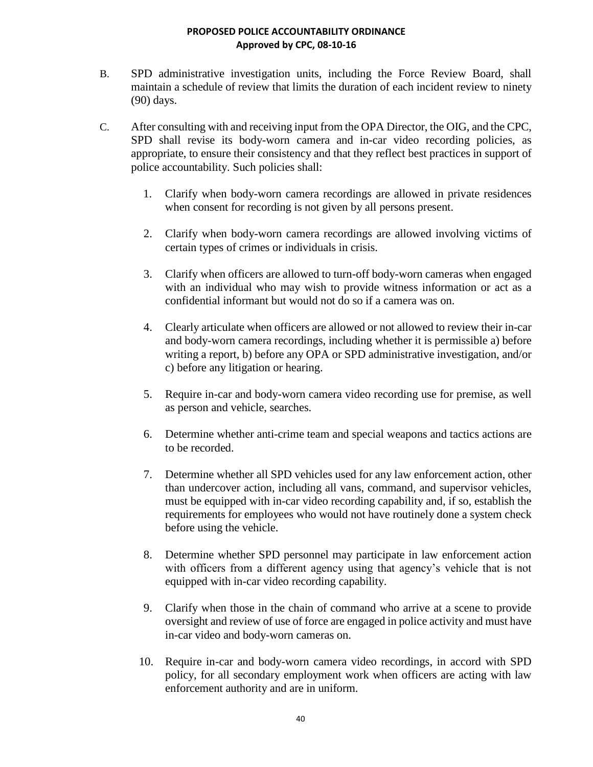B. SPD administrative investigation units, including the Force Review Board, shall maintain a schedule of review that limits the duration of each incident review to ninety (90) days.

C. After consulting with and receiving input from the OPA Director, the OIG, and the CPC, SPD shall revise its body-worn camera and in-car video recording policies, as appropriate, to ensure their consistency and that they reflect best practices in support of police accountability. Such policies shall:

   1. Clarify when body-worn camera recordings are allowed in private residences when consent for recording is not given by all persons present.

   2. Clarify when body-worn camera recordings are allowed involving victims of certain types of crimes or individuals in crisis.

   3. Clarify when officers are allowed to turn-off body-worn cameras when engaged with an individual who may wish to provide witness information or act as a confidential informant but would not do so if a camera was on.

   4. Clearly articulate when officers are allowed or not allowed to review their in-car and body-worn camera recordings, including whether it is permissible a) before writing a report, b) before any OPA or SPD administrative investigation, and/or c) before any litigation or hearing.

   5. Require in-car and body-worn camera video recording use for premise, as well as person and vehicle, searches.

   6. Determine whether anti-crime team and special weapons and tactics actions are to be recorded.

   7. Determine whether all SPD vehicles used for any law enforcement action, other than undercover action, including all vans, command, and supervisor vehicles, must be equipped with in-car video recording capability and, if so, establish the requirements for employees who would not have routinely done a system check before using the vehicle.

   8. Determine whether SPD personnel may participate in law enforcement action with officers from a different agency using that agency's vehicle that is not equipped with in-car video recording capability.

   9. Clarify when those in the chain of command who arrive at a scene to provide oversight and review of use of force are engaged in police activity and must have in-car video and body-worn cameras on.

   10. Require in-car and body-worn camera video recordings, in accord with SPD policy, for all secondary employment work when officers are acting with law enforcement authority and are in uniform.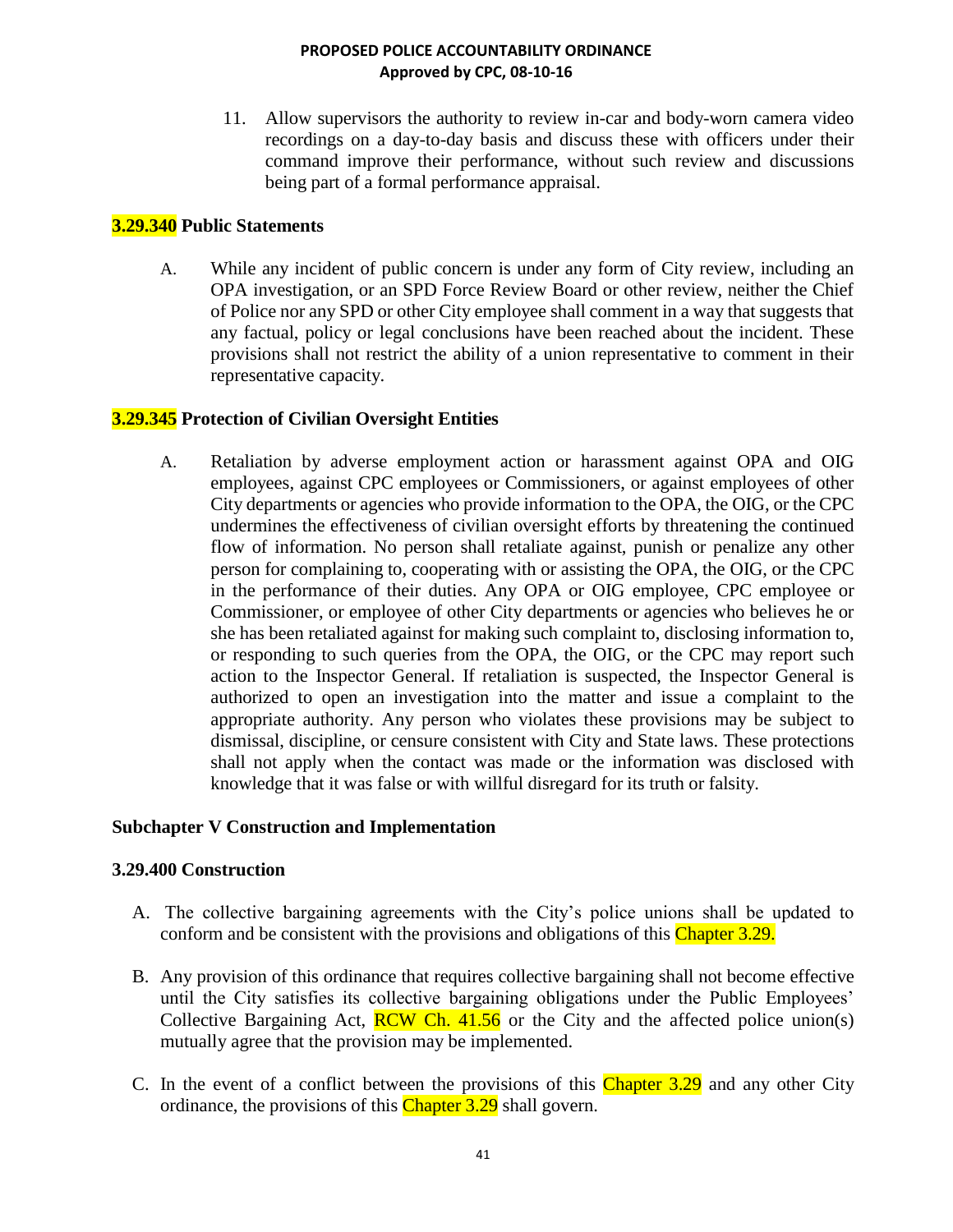11. Allow supervisors the authority to review in-car and body-worn camera video recordings on a day-to-day basis and discuss these with officers under their command improve their performance, without such review and discussions being part of a formal performance appraisal.

### 3.29.340 Public Statements

A. While any incident of public concern is under any form of City review, including an OPA investigation, or an SPD Force Review Board or other review, neither the Chief of Police nor any SPD or other City employee shall comment in a way that suggests that any factual, policy or legal conclusions have been reached about the incident. These provisions shall not restrict the ability of a union representative to comment in their representative capacity.

### 3.29.345 Protection of Civilian Oversight Entities

A. Retaliation by adverse employment action or harassment against OPA and OIG employees, against CPC employees or Commissioners, or against employees of other City departments or agencies who provide information to the OPA, the OIG, or the CPC undermines the effectiveness of civilian oversight efforts by threatening the continued flow of information. No person shall retaliate against, punish or penalize any other person for complaining to, cooperating with or assisting the OPA, the OIG, or the CPC in the performance of their duties. Any OPA or OIG employee, CPC employee or Commissioner, or employee of other City departments or agencies who believes he or she has been retaliated against for making such complaint to, disclosing information to, or responding to such queries from the OPA, the OIG, or the CPC may report such action to the Inspector General. If retaliation is suspected, the Inspector General is authorized to open an investigation into the matter and issue a complaint to the appropriate authority. Any person who violates these provisions may be subject to dismissal, discipline, or censure consistent with City and State laws. These protections shall not apply when the contact was made or the information was disclosed with knowledge that it was false or with willful disregard for its truth or falsity.

## Subchapter V Construction and Implementation

### 3.29.400 Construction

A. The collective bargaining agreements with the City's police unions shall be updated to conform and be consistent with the provisions and obligations of this Chapter 3.29.

B. Any provision of this ordinance that requires collective bargaining shall not become effective until the City satisfies its collective bargaining obligations under the Public Employees' Collective Bargaining Act, RCW Ch. 41.56 or the City and the affected police union(s) mutually agree that the provision may be implemented.

C. In the event of a conflict between the provisions of this Chapter 3.29 and any other City ordinance, the provisions of this Chapter 3.29 shall govern.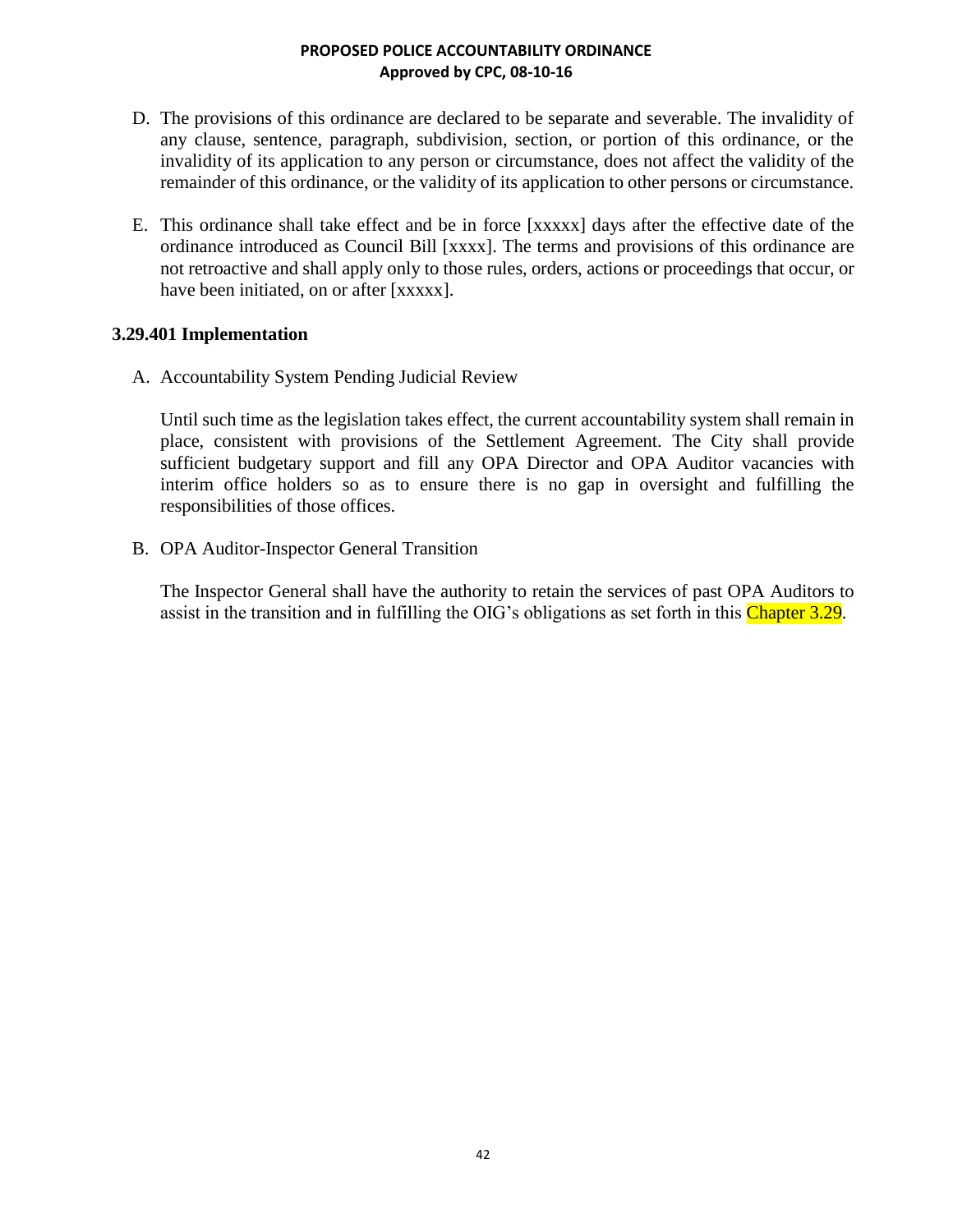D. The provisions of this ordinance are declared to be separate and severable. The invalidity of any clause, sentence, paragraph, subdivision, section, or portion of this ordinance, or the invalidity of its application to any person or circumstance, does not affect the validity of the remainder of this ordinance, or the validity of its application to other persons or circumstance.

E. This ordinance shall take effect and be in force [xxxxx] days after the effective date of the ordinance introduced as Council Bill [xxxx]. The terms and provisions of this ordinance are not retroactive and shall apply only to those rules, orders, actions or proceedings that occur, or have been initiated, on or after [xxxxx].

## 3.29.401 Implementation

A. Accountability System Pending Judicial Review

   Until such time as the legislation takes effect, the current accountability system shall remain in place, consistent with provisions of the Settlement Agreement. The City shall provide sufficient budgetary support and fill any OPA Director and OPA Auditor vacancies with interim office holders so as to ensure there is no gap in oversight and fulfilling the responsibilities of those offices.

B. OPA Auditor-Inspector General Transition

   The Inspector General shall have the authority to retain the services of past OPA Auditors to assist in the transition and in fulfilling the OIG's obligations as set forth in this Chapter 3.29.